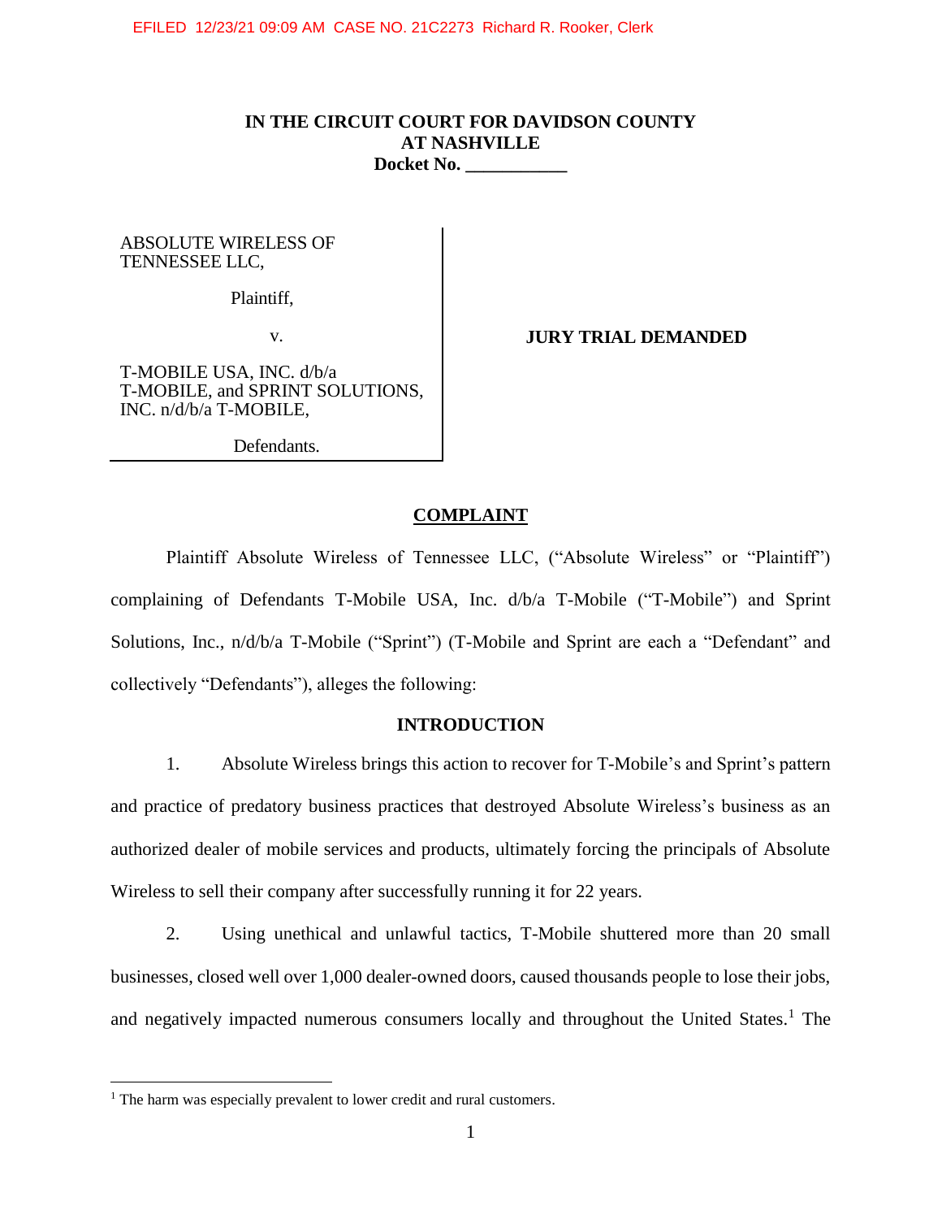EFILED 12/23/21 09:09 AM CASE NO. 21C2273 Richard R. Rooker, Clerk

**IN THE CIRCUIT COURT FOR DAVIDSON COUNTY**
**AT NASHVILLE**
**Docket No. \_\_\_\_\_\_\_\_\_\_\_**

| | |
|---|---|
| ABSOLUTE WIRELESS OF TENNESSEE LLC,<br><br>Plaintiff,<br><br>v.<br><br>T-MOBILE USA, INC. d/b/a T-MOBILE, and SPRINT SOLUTIONS, INC. n/d/b/a T-MOBILE,<br><br>Defendants. | **JURY TRIAL DEMANDED** |

## COMPLAINT

Plaintiff Absolute Wireless of Tennessee LLC, ("Absolute Wireless" or "Plaintiff") complaining of Defendants T-Mobile USA, Inc. d/b/a T-Mobile ("T-Mobile") and Sprint Solutions, Inc., n/d/b/a T-Mobile ("Sprint") (T-Mobile and Sprint are each a "Defendant" and collectively "Defendants"), alleges the following:

## INTRODUCTION

1. Absolute Wireless brings this action to recover for T-Mobile's and Sprint's pattern and practice of predatory business practices that destroyed Absolute Wireless's business as an authorized dealer of mobile services and products, ultimately forcing the principals of Absolute Wireless to sell their company after successfully running it for 22 years.

2. Using unethical and unlawful tactics, T-Mobile shuttered more than 20 small businesses, closed well over 1,000 dealer-owned doors, caused thousands people to lose their jobs, and negatively impacted numerous consumers locally and throughout the United States.[1] The

[1] The harm was especially prevalent to lower credit and rural customers.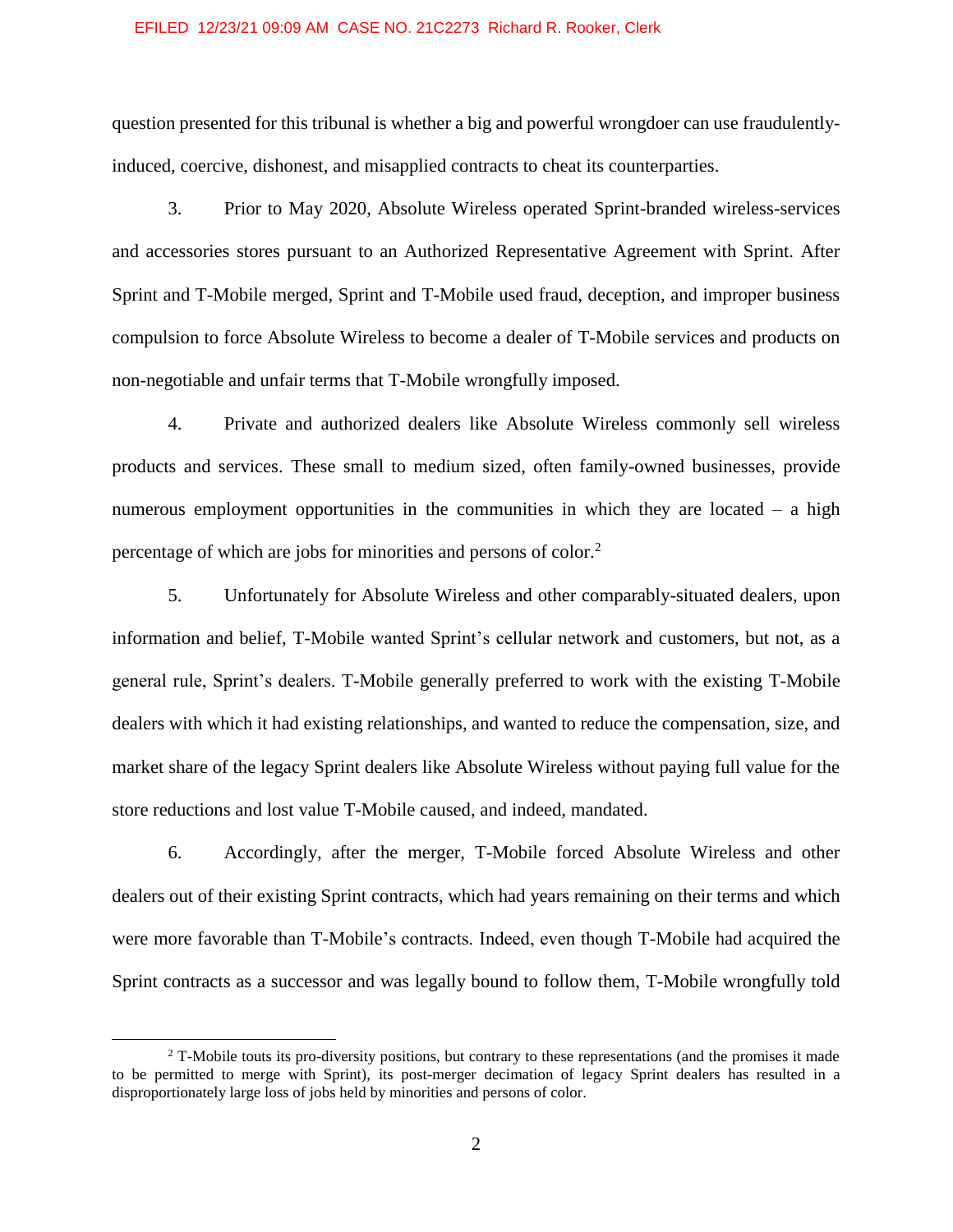question presented for this tribunal is whether a big and powerful wrongdoer can use fraudulently-induced, coercive, dishonest, and misapplied contracts to cheat its counterparties.

3. Prior to May 2020, Absolute Wireless operated Sprint-branded wireless-services and accessories stores pursuant to an Authorized Representative Agreement with Sprint. After Sprint and T-Mobile merged, Sprint and T-Mobile used fraud, deception, and improper business compulsion to force Absolute Wireless to become a dealer of T-Mobile services and products on non-negotiable and unfair terms that T-Mobile wrongfully imposed.

4. Private and authorized dealers like Absolute Wireless commonly sell wireless products and services. These small to medium sized, often family-owned businesses, provide numerous employment opportunities in the communities in which they are located – a high percentage of which are jobs for minorities and persons of color.[2]

5. Unfortunately for Absolute Wireless and other comparably-situated dealers, upon information and belief, T-Mobile wanted Sprint's cellular network and customers, but not, as a general rule, Sprint's dealers. T-Mobile generally preferred to work with the existing T-Mobile dealers with which it had existing relationships, and wanted to reduce the compensation, size, and market share of the legacy Sprint dealers like Absolute Wireless without paying full value for the store reductions and lost value T-Mobile caused, and indeed, mandated.

6. Accordingly, after the merger, T-Mobile forced Absolute Wireless and other dealers out of their existing Sprint contracts, which had years remaining on their terms and which were more favorable than T-Mobile's contracts. Indeed, even though T-Mobile had acquired the Sprint contracts as a successor and was legally bound to follow them, T-Mobile wrongfully told

[2] T-Mobile touts its pro-diversity positions, but contrary to these representations (and the promises it made to be permitted to merge with Sprint), its post-merger decimation of legacy Sprint dealers has resulted in a disproportionately large loss of jobs held by minorities and persons of color.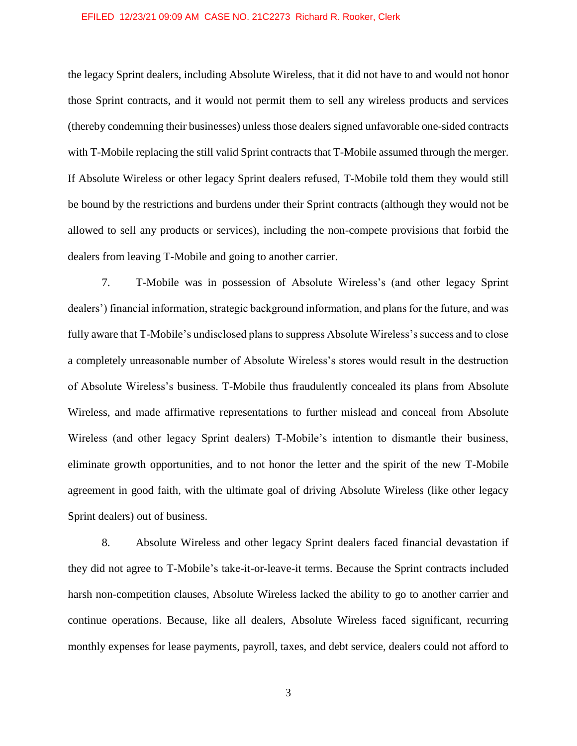the legacy Sprint dealers, including Absolute Wireless, that it did not have to and would not honor those Sprint contracts, and it would not permit them to sell any wireless products and services (thereby condemning their businesses) unless those dealers signed unfavorable one-sided contracts with T-Mobile replacing the still valid Sprint contracts that T-Mobile assumed through the merger. If Absolute Wireless or other legacy Sprint dealers refused, T-Mobile told them they would still be bound by the restrictions and burdens under their Sprint contracts (although they would not be allowed to sell any products or services), including the non-compete provisions that forbid the dealers from leaving T-Mobile and going to another carrier.

7. T-Mobile was in possession of Absolute Wireless's (and other legacy Sprint dealers') financial information, strategic background information, and plans for the future, and was fully aware that T-Mobile's undisclosed plans to suppress Absolute Wireless's success and to close a completely unreasonable number of Absolute Wireless's stores would result in the destruction of Absolute Wireless's business. T-Mobile thus fraudulently concealed its plans from Absolute Wireless, and made affirmative representations to further mislead and conceal from Absolute Wireless (and other legacy Sprint dealers) T-Mobile's intention to dismantle their business, eliminate growth opportunities, and to not honor the letter and the spirit of the new T-Mobile agreement in good faith, with the ultimate goal of driving Absolute Wireless (like other legacy Sprint dealers) out of business.

8. Absolute Wireless and other legacy Sprint dealers faced financial devastation if they did not agree to T-Mobile's take-it-or-leave-it terms. Because the Sprint contracts included harsh non-competition clauses, Absolute Wireless lacked the ability to go to another carrier and continue operations. Because, like all dealers, Absolute Wireless faced significant, recurring monthly expenses for lease payments, payroll, taxes, and debt service, dealers could not afford to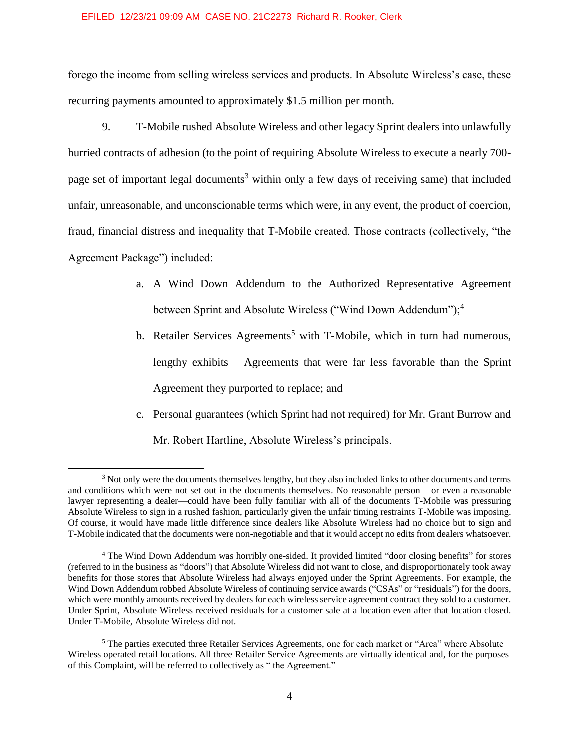forego the income from selling wireless services and products. In Absolute Wireless's case, these recurring payments amounted to approximately $1.5 million per month.

9. T-Mobile rushed Absolute Wireless and other legacy Sprint dealers into unlawfully hurried contracts of adhesion (to the point of requiring Absolute Wireless to execute a nearly 700-page set of important legal documents[3] within only a few days of receiving same) that included unfair, unreasonable, and unconscionable terms which were, in any event, the product of coercion, fraud, financial distress and inequality that T-Mobile created. Those contracts (collectively, "the Agreement Package") included:

a. A Wind Down Addendum to the Authorized Representative Agreement between Sprint and Absolute Wireless ("Wind Down Addendum");[4]

b. Retailer Services Agreements[5] with T-Mobile, which in turn had numerous, lengthy exhibits – Agreements that were far less favorable than the Sprint Agreement they purported to replace; and

c. Personal guarantees (which Sprint had not required) for Mr. Grant Burrow and Mr. Robert Hartline, Absolute Wireless's principals.

---

[3] Not only were the documents themselves lengthy, but they also included links to other documents and terms and conditions which were not set out in the documents themselves. No reasonable person – or even a reasonable lawyer representing a dealer—could have been fully familiar with all of the documents T-Mobile was pressuring Absolute Wireless to sign in a rushed fashion, particularly given the unfair timing restraints T-Mobile was imposing. Of course, it would have made little difference since dealers like Absolute Wireless had no choice but to sign and T-Mobile indicated that the documents were non-negotiable and that it would accept no edits from dealers whatsoever.

[4] The Wind Down Addendum was horribly one-sided. It provided limited "door closing benefits" for stores (referred to in the business as "doors") that Absolute Wireless did not want to close, and disproportionately took away benefits for those stores that Absolute Wireless had always enjoyed under the Sprint Agreements. For example, the Wind Down Addendum robbed Absolute Wireless of continuing service awards ("CSAs" or "residuals") for the doors, which were monthly amounts received by dealers for each wireless service agreement contract they sold to a customer. Under Sprint, Absolute Wireless received residuals for a customer sale at a location even after that location closed. Under T-Mobile, Absolute Wireless did not.

[5] The parties executed three Retailer Services Agreements, one for each market or "Area" where Absolute Wireless operated retail locations. All three Retailer Service Agreements are virtually identical and, for the purposes of this Complaint, will be referred to collectively as " the Agreement."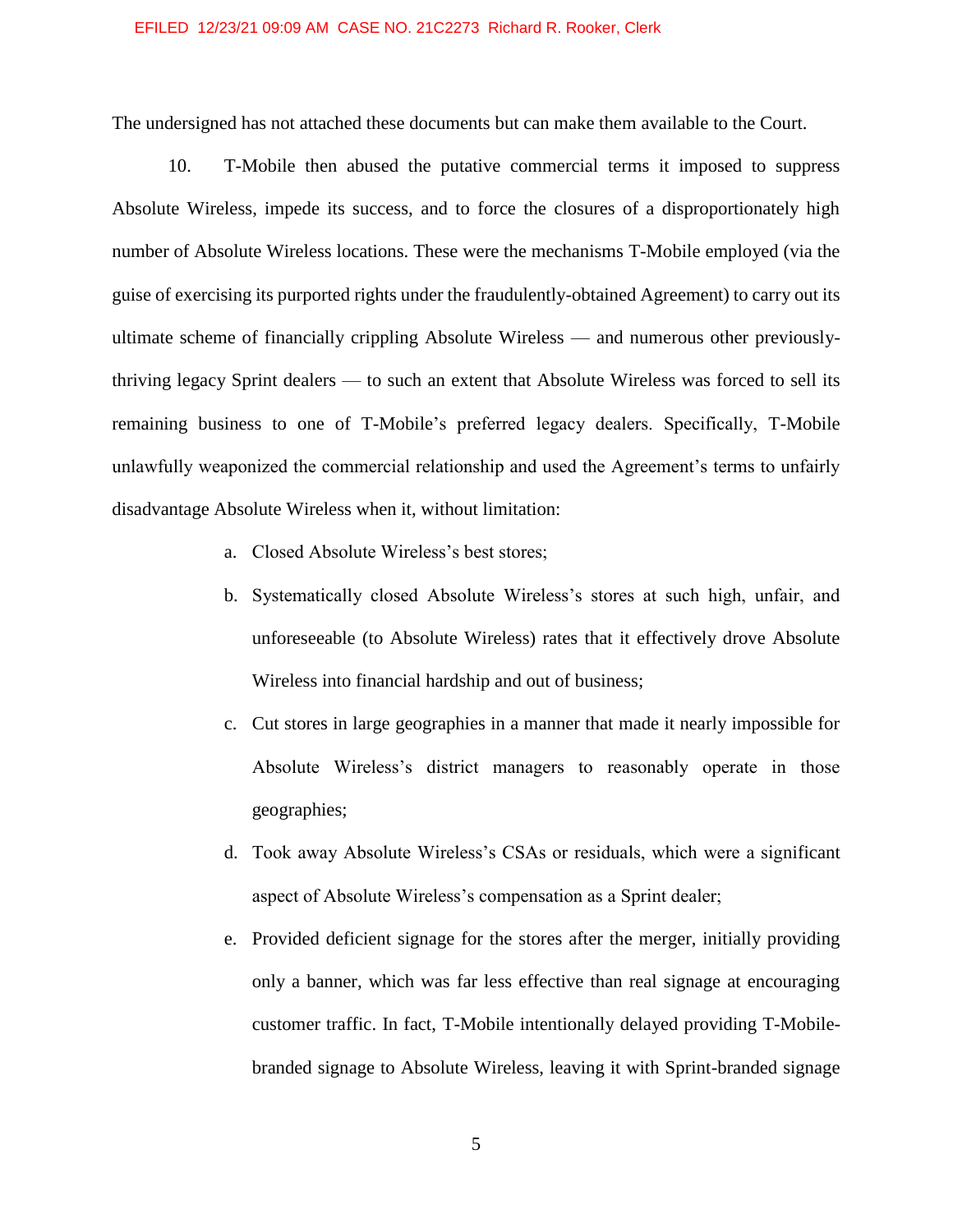The undersigned has not attached these documents but can make them available to the Court.

10. T-Mobile then abused the putative commercial terms it imposed to suppress Absolute Wireless, impede its success, and to force the closures of a disproportionately high number of Absolute Wireless locations. These were the mechanisms T-Mobile employed (via the guise of exercising its purported rights under the fraudulently-obtained Agreement) to carry out its ultimate scheme of financially crippling Absolute Wireless — and numerous other previously-thriving legacy Sprint dealers — to such an extent that Absolute Wireless was forced to sell its remaining business to one of T-Mobile's preferred legacy dealers. Specifically, T-Mobile unlawfully weaponized the commercial relationship and used the Agreement's terms to unfairly disadvantage Absolute Wireless when it, without limitation:

a. Closed Absolute Wireless's best stores;

b. Systematically closed Absolute Wireless's stores at such high, unfair, and unforeseeable (to Absolute Wireless) rates that it effectively drove Absolute Wireless into financial hardship and out of business;

c. Cut stores in large geographies in a manner that made it nearly impossible for Absolute Wireless's district managers to reasonably operate in those geographies;

d. Took away Absolute Wireless's CSAs or residuals, which were a significant aspect of Absolute Wireless's compensation as a Sprint dealer;

e. Provided deficient signage for the stores after the merger, initially providing only a banner, which was far less effective than real signage at encouraging customer traffic. In fact, T-Mobile intentionally delayed providing T-Mobile-branded signage to Absolute Wireless, leaving it with Sprint-branded signage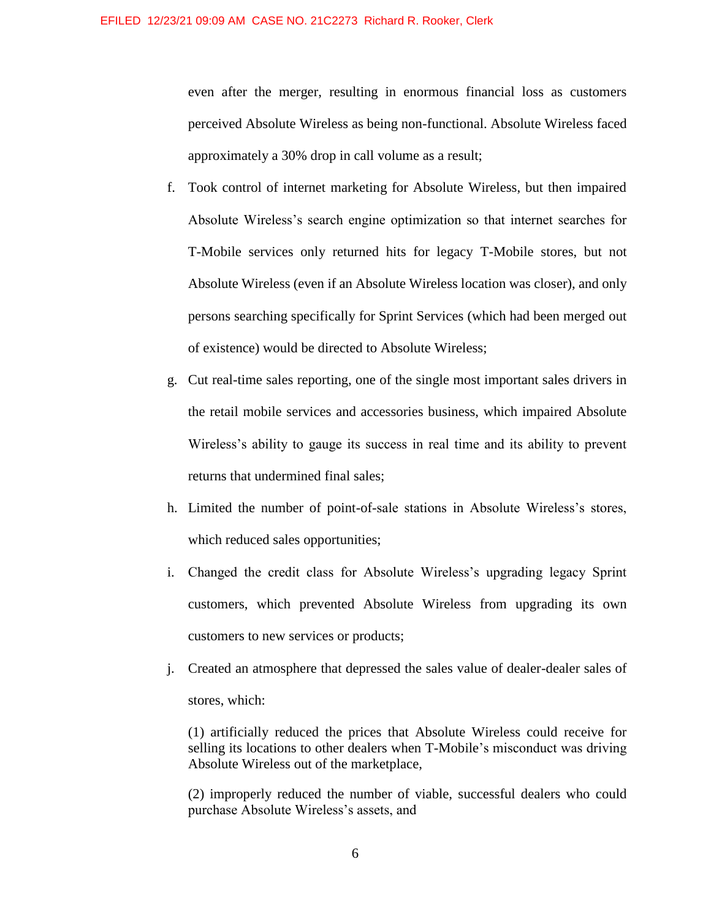even after the merger, resulting in enormous financial loss as customers perceived Absolute Wireless as being non-functional. Absolute Wireless faced approximately a 30% drop in call volume as a result;

f. Took control of internet marketing for Absolute Wireless, but then impaired Absolute Wireless's search engine optimization so that internet searches for T-Mobile services only returned hits for legacy T-Mobile stores, but not Absolute Wireless (even if an Absolute Wireless location was closer), and only persons searching specifically for Sprint Services (which had been merged out of existence) would be directed to Absolute Wireless;

g. Cut real-time sales reporting, one of the single most important sales drivers in the retail mobile services and accessories business, which impaired Absolute Wireless's ability to gauge its success in real time and its ability to prevent returns that undermined final sales;

h. Limited the number of point-of-sale stations in Absolute Wireless's stores, which reduced sales opportunities;

i. Changed the credit class for Absolute Wireless's upgrading legacy Sprint customers, which prevented Absolute Wireless from upgrading its own customers to new services or products;

j. Created an atmosphere that depressed the sales value of dealer-dealer sales of stores, which:

   (1) artificially reduced the prices that Absolute Wireless could receive for selling its locations to other dealers when T-Mobile's misconduct was driving Absolute Wireless out of the marketplace,

   (2) improperly reduced the number of viable, successful dealers who could purchase Absolute Wireless's assets, and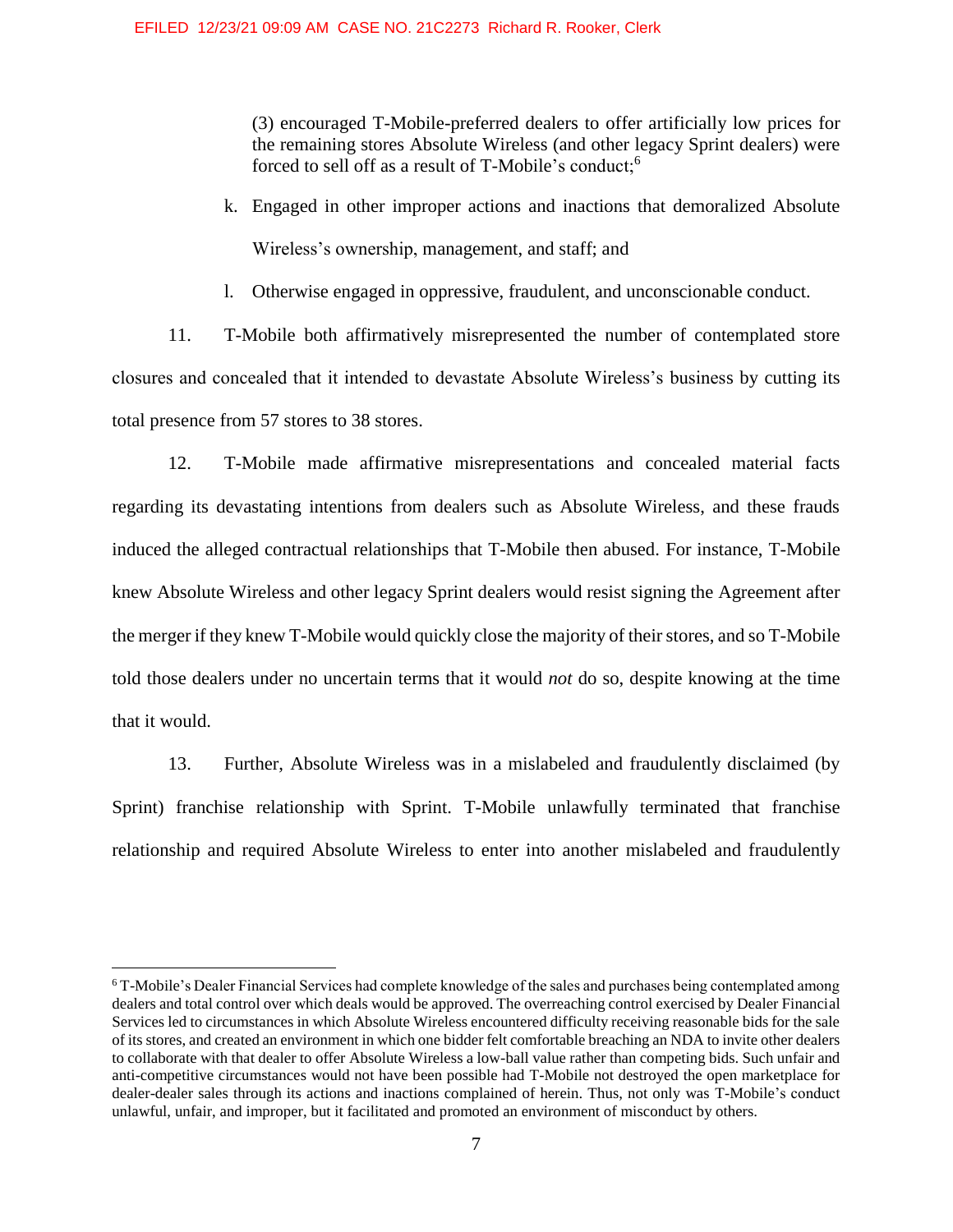(3) encouraged T-Mobile-preferred dealers to offer artificially low prices for the remaining stores Absolute Wireless (and other legacy Sprint dealers) were forced to sell off as a result of T-Mobile's conduct;[6]

k. Engaged in other improper actions and inactions that demoralized Absolute Wireless's ownership, management, and staff; and

l. Otherwise engaged in oppressive, fraudulent, and unconscionable conduct.

11. T-Mobile both affirmatively misrepresented the number of contemplated store closures and concealed that it intended to devastate Absolute Wireless's business by cutting its total presence from 57 stores to 38 stores.

12. T-Mobile made affirmative misrepresentations and concealed material facts regarding its devastating intentions from dealers such as Absolute Wireless, and these frauds induced the alleged contractual relationships that T-Mobile then abused. For instance, T-Mobile knew Absolute Wireless and other legacy Sprint dealers would resist signing the Agreement after the merger if they knew T-Mobile would quickly close the majority of their stores, and so T-Mobile told those dealers under no uncertain terms that it would *not* do so, despite knowing at the time that it would.

13. Further, Absolute Wireless was in a mislabeled and fraudulently disclaimed (by Sprint) franchise relationship with Sprint. T-Mobile unlawfully terminated that franchise relationship and required Absolute Wireless to enter into another mislabeled and fraudulently

---

[6] T-Mobile's Dealer Financial Services had complete knowledge of the sales and purchases being contemplated among dealers and total control over which deals would be approved. The overreaching control exercised by Dealer Financial Services led to circumstances in which Absolute Wireless encountered difficulty receiving reasonable bids for the sale of its stores, and created an environment in which one bidder felt comfortable breaching an NDA to invite other dealers to collaborate with that dealer to offer Absolute Wireless a low-ball value rather than competing bids. Such unfair and anti-competitive circumstances would not have been possible had T-Mobile not destroyed the open marketplace for dealer-dealer sales through its actions and inactions complained of herein. Thus, not only was T-Mobile's conduct unlawful, unfair, and improper, but it facilitated and promoted an environment of misconduct by others.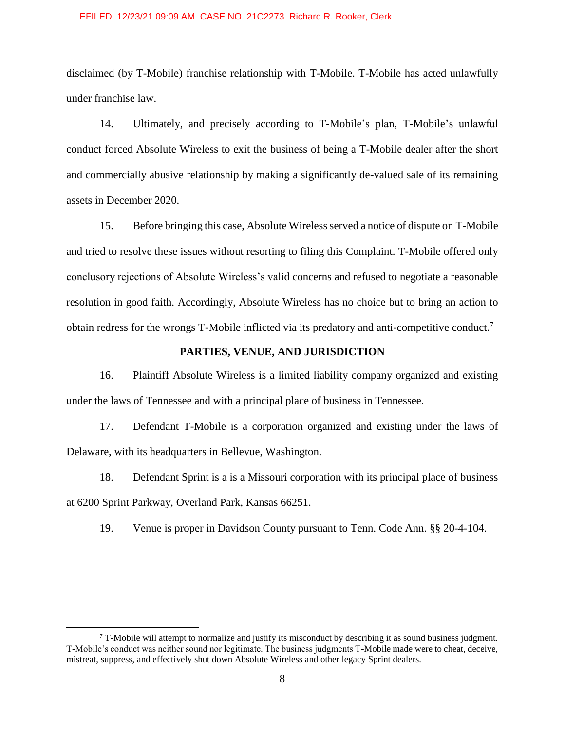disclaimed (by T-Mobile) franchise relationship with T-Mobile. T-Mobile has acted unlawfully under franchise law.

14. Ultimately, and precisely according to T-Mobile's plan, T-Mobile's unlawful conduct forced Absolute Wireless to exit the business of being a T-Mobile dealer after the short and commercially abusive relationship by making a significantly de-valued sale of its remaining assets in December 2020.

15. Before bringing this case, Absolute Wireless served a notice of dispute on T-Mobile and tried to resolve these issues without resorting to filing this Complaint. T-Mobile offered only conclusory rejections of Absolute Wireless's valid concerns and refused to negotiate a reasonable resolution in good faith. Accordingly, Absolute Wireless has no choice but to bring an action to obtain redress for the wrongs T-Mobile inflicted via its predatory and anti-competitive conduct.[7]

## PARTIES, VENUE, AND JURISDICTION

16. Plaintiff Absolute Wireless is a limited liability company organized and existing under the laws of Tennessee and with a principal place of business in Tennessee.

17. Defendant T-Mobile is a corporation organized and existing under the laws of Delaware, with its headquarters in Bellevue, Washington.

18. Defendant Sprint is a is a Missouri corporation with its principal place of business at 6200 Sprint Parkway, Overland Park, Kansas 66251.

19. Venue is proper in Davidson County pursuant to Tenn. Code Ann. §§ 20-4-104.

---

[7] T-Mobile will attempt to normalize and justify its misconduct by describing it as sound business judgment. T-Mobile's conduct was neither sound nor legitimate. The business judgments T-Mobile made were to cheat, deceive, mistreat, suppress, and effectively shut down Absolute Wireless and other legacy Sprint dealers.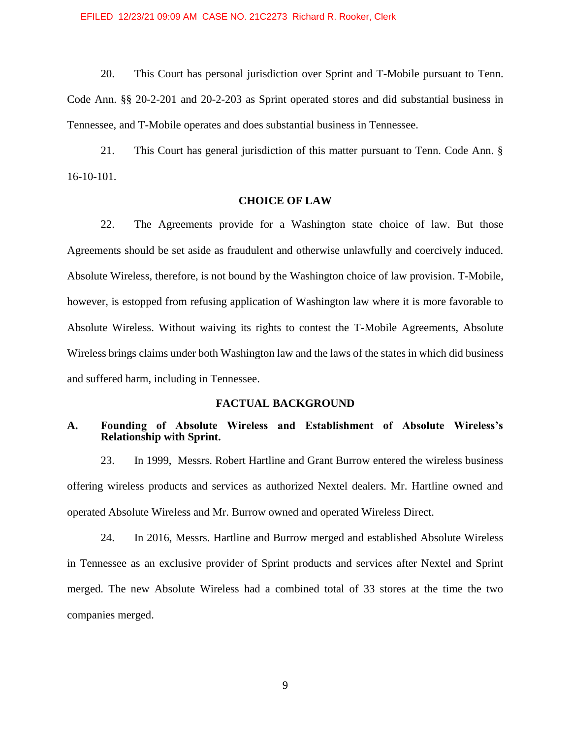20. This Court has personal jurisdiction over Sprint and T-Mobile pursuant to Tenn. Code Ann. §§ 20-2-201 and 20-2-203 as Sprint operated stores and did substantial business in Tennessee, and T-Mobile operates and does substantial business in Tennessee.

21. This Court has general jurisdiction of this matter pursuant to Tenn. Code Ann. § 16-10-101.

## CHOICE OF LAW

22. The Agreements provide for a Washington state choice of law. But those Agreements should be set aside as fraudulent and otherwise unlawfully and coercively induced. Absolute Wireless, therefore, is not bound by the Washington choice of law provision. T-Mobile, however, is estopped from refusing application of Washington law where it is more favorable to Absolute Wireless. Without waiving its rights to contest the T-Mobile Agreements, Absolute Wireless brings claims under both Washington law and the laws of the states in which did business and suffered harm, including in Tennessee.

## FACTUAL BACKGROUND

### A. Founding of Absolute Wireless and Establishment of Absolute Wireless's Relationship with Sprint.

23. In 1999, Messrs. Robert Hartline and Grant Burrow entered the wireless business offering wireless products and services as authorized Nextel dealers. Mr. Hartline owned and operated Absolute Wireless and Mr. Burrow owned and operated Wireless Direct.

24. In 2016, Messrs. Hartline and Burrow merged and established Absolute Wireless in Tennessee as an exclusive provider of Sprint products and services after Nextel and Sprint merged. The new Absolute Wireless had a combined total of 33 stores at the time the two companies merged.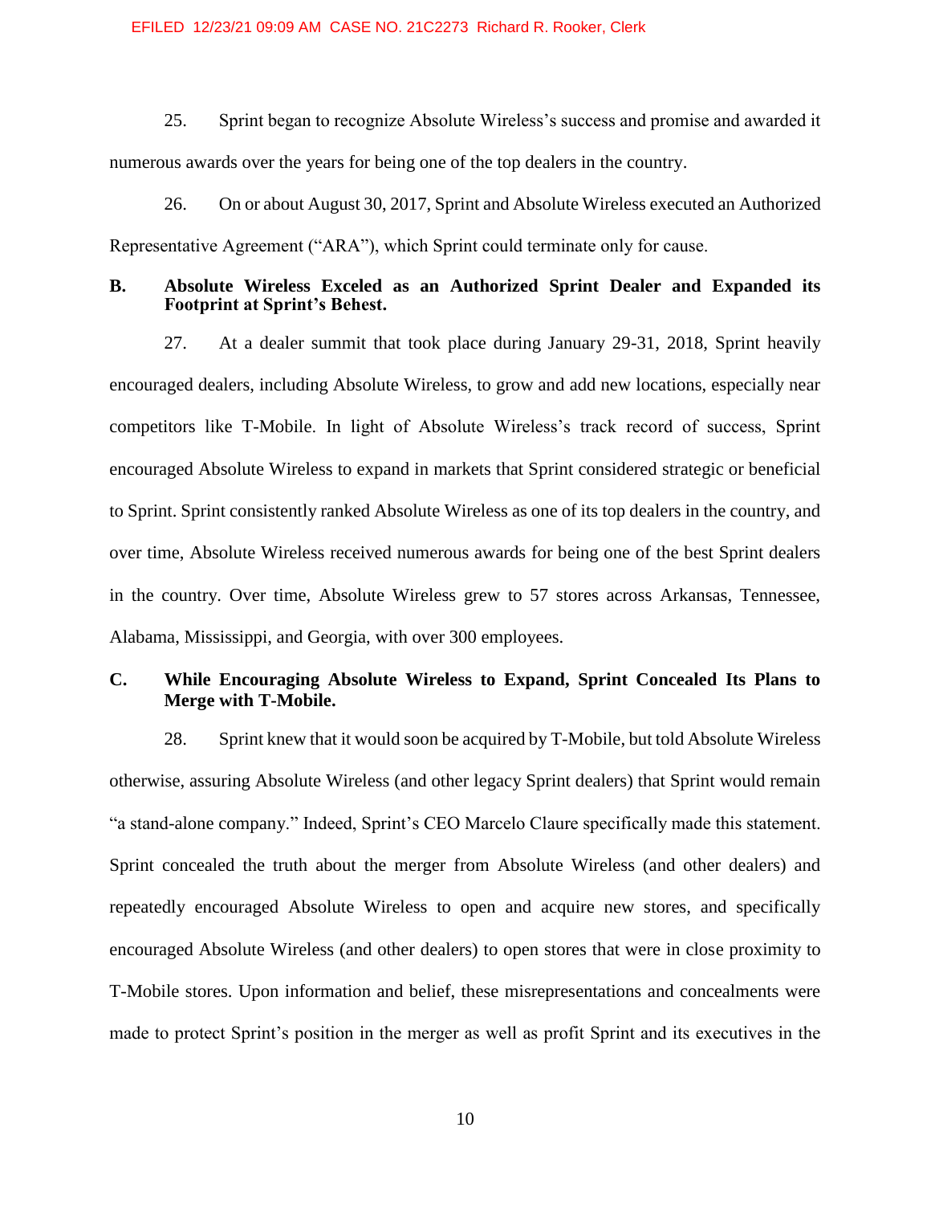25. Sprint began to recognize Absolute Wireless's success and promise and awarded it numerous awards over the years for being one of the top dealers in the country.

26. On or about August 30, 2017, Sprint and Absolute Wireless executed an Authorized Representative Agreement ("ARA"), which Sprint could terminate only for cause.

## B. Absolute Wireless Exceled as an Authorized Sprint Dealer and Expanded its Footprint at Sprint's Behest.

27. At a dealer summit that took place during January 29-31, 2018, Sprint heavily encouraged dealers, including Absolute Wireless, to grow and add new locations, especially near competitors like T-Mobile. In light of Absolute Wireless's track record of success, Sprint encouraged Absolute Wireless to expand in markets that Sprint considered strategic or beneficial to Sprint. Sprint consistently ranked Absolute Wireless as one of its top dealers in the country, and over time, Absolute Wireless received numerous awards for being one of the best Sprint dealers in the country. Over time, Absolute Wireless grew to 57 stores across Arkansas, Tennessee, Alabama, Mississippi, and Georgia, with over 300 employees.

## C. While Encouraging Absolute Wireless to Expand, Sprint Concealed Its Plans to Merge with T-Mobile.

28. Sprint knew that it would soon be acquired by T-Mobile, but told Absolute Wireless otherwise, assuring Absolute Wireless (and other legacy Sprint dealers) that Sprint would remain "a stand-alone company." Indeed, Sprint's CEO Marcelo Claure specifically made this statement. Sprint concealed the truth about the merger from Absolute Wireless (and other dealers) and repeatedly encouraged Absolute Wireless to open and acquire new stores, and specifically encouraged Absolute Wireless (and other dealers) to open stores that were in close proximity to T-Mobile stores. Upon information and belief, these misrepresentations and concealments were made to protect Sprint's position in the merger as well as profit Sprint and its executives in the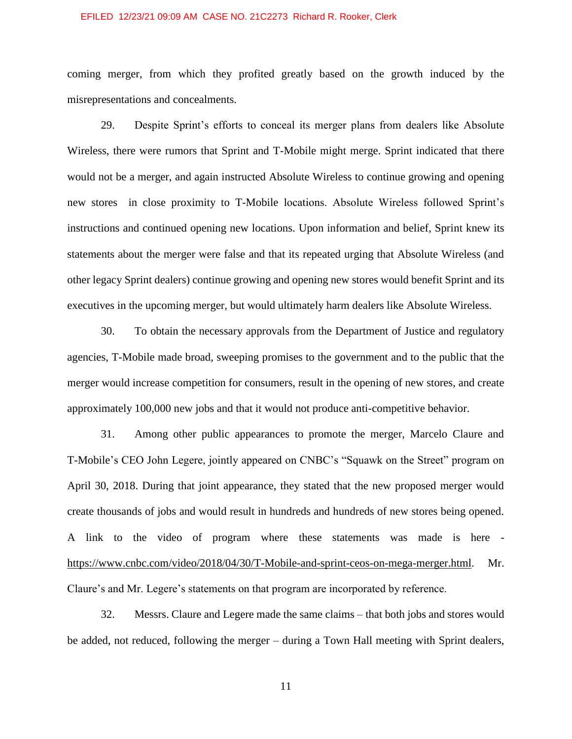coming merger, from which they profited greatly based on the growth induced by the misrepresentations and concealments.

29. Despite Sprint's efforts to conceal its merger plans from dealers like Absolute Wireless, there were rumors that Sprint and T-Mobile might merge. Sprint indicated that there would not be a merger, and again instructed Absolute Wireless to continue growing and opening new stores in close proximity to T-Mobile locations. Absolute Wireless followed Sprint's instructions and continued opening new locations. Upon information and belief, Sprint knew its statements about the merger were false and that its repeated urging that Absolute Wireless (and other legacy Sprint dealers) continue growing and opening new stores would benefit Sprint and its executives in the upcoming merger, but would ultimately harm dealers like Absolute Wireless.

30. To obtain the necessary approvals from the Department of Justice and regulatory agencies, T-Mobile made broad, sweeping promises to the government and to the public that the merger would increase competition for consumers, result in the opening of new stores, and create approximately 100,000 new jobs and that it would not produce anti-competitive behavior.

31. Among other public appearances to promote the merger, Marcelo Claure and T-Mobile's CEO John Legere, jointly appeared on CNBC's "Squawk on the Street" program on April 30, 2018. During that joint appearance, they stated that the new proposed merger would create thousands of jobs and would result in hundreds and hundreds of new stores being opened. A link to the video of program where these statements was made is here - https://www.cnbc.com/video/2018/04/30/T-Mobile-and-sprint-ceos-on-mega-merger.html. Mr. Claure's and Mr. Legere's statements on that program are incorporated by reference.

32. Messrs. Claure and Legere made the same claims – that both jobs and stores would be added, not reduced, following the merger – during a Town Hall meeting with Sprint dealers,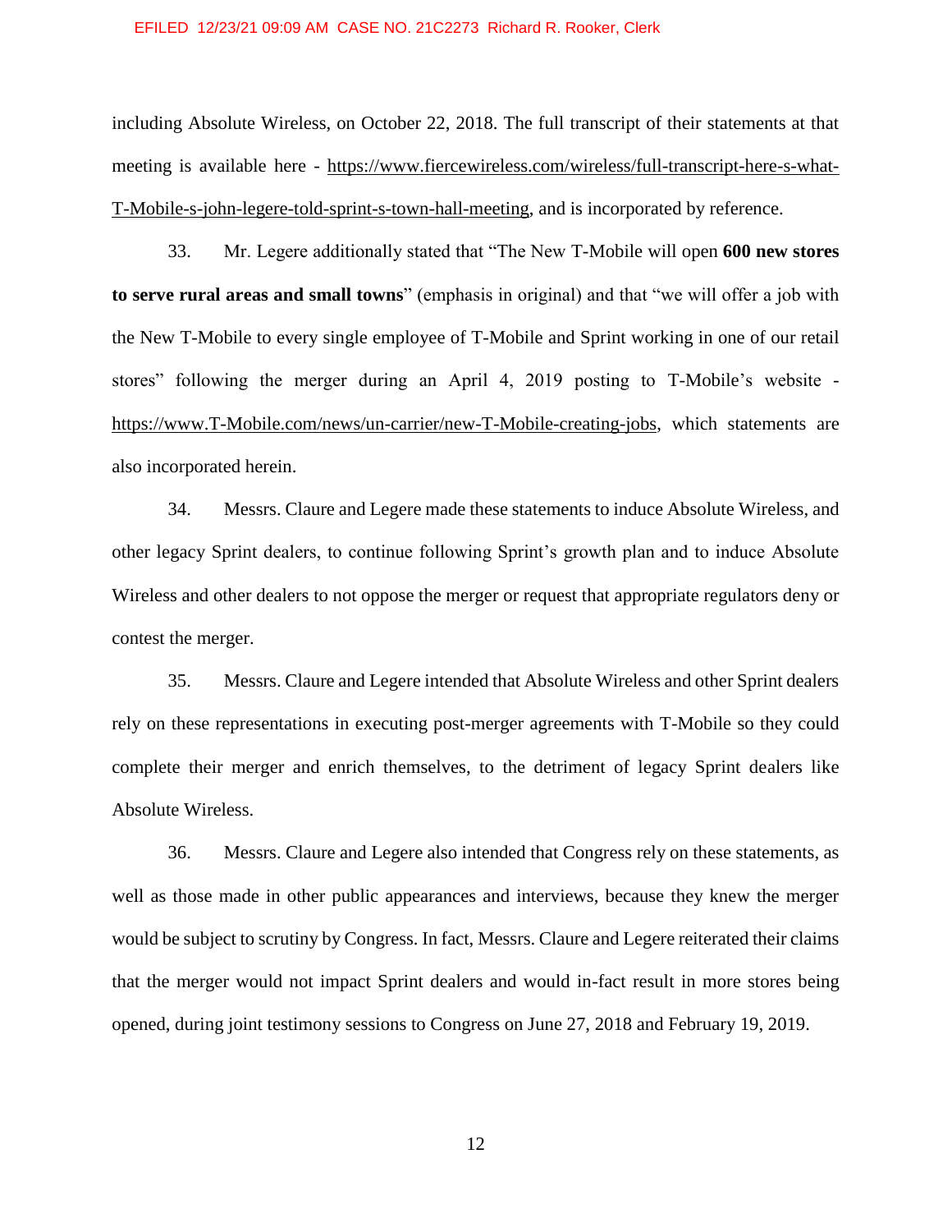including Absolute Wireless, on October 22, 2018. The full transcript of their statements at that meeting is available here - https://www.fiercewireless.com/wireless/full-transcript-here-s-what-T-Mobile-s-john-legere-told-sprint-s-town-hall-meeting, and is incorporated by reference.

33. Mr. Legere additionally stated that "The New T-Mobile will open **600 new stores to serve rural areas and small towns**" (emphasis in original) and that "we will offer a job with the New T-Mobile to every single employee of T-Mobile and Sprint working in one of our retail stores" following the merger during an April 4, 2019 posting to T-Mobile's website - https://www.T-Mobile.com/news/un-carrier/new-T-Mobile-creating-jobs, which statements are also incorporated herein.

34. Messrs. Claure and Legere made these statements to induce Absolute Wireless, and other legacy Sprint dealers, to continue following Sprint's growth plan and to induce Absolute Wireless and other dealers to not oppose the merger or request that appropriate regulators deny or contest the merger.

35. Messrs. Claure and Legere intended that Absolute Wireless and other Sprint dealers rely on these representations in executing post-merger agreements with T-Mobile so they could complete their merger and enrich themselves, to the detriment of legacy Sprint dealers like Absolute Wireless.

36. Messrs. Claure and Legere also intended that Congress rely on these statements, as well as those made in other public appearances and interviews, because they knew the merger would be subject to scrutiny by Congress. In fact, Messrs. Claure and Legere reiterated their claims that the merger would not impact Sprint dealers and would in-fact result in more stores being opened, during joint testimony sessions to Congress on June 27, 2018 and February 19, 2019.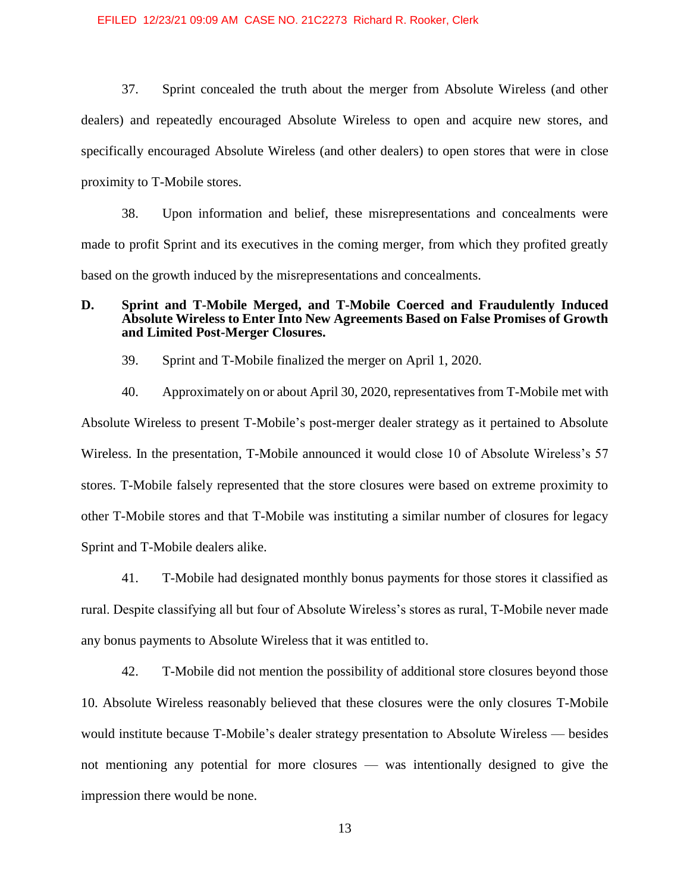37. Sprint concealed the truth about the merger from Absolute Wireless (and other dealers) and repeatedly encouraged Absolute Wireless to open and acquire new stores, and specifically encouraged Absolute Wireless (and other dealers) to open stores that were in close proximity to T-Mobile stores.

38. Upon information and belief, these misrepresentations and concealments were made to profit Sprint and its executives in the coming merger, from which they profited greatly based on the growth induced by the misrepresentations and concealments.

### D. Sprint and T-Mobile Merged, and T-Mobile Coerced and Fraudulently Induced Absolute Wireless to Enter Into New Agreements Based on False Promises of Growth and Limited Post-Merger Closures.

39. Sprint and T-Mobile finalized the merger on April 1, 2020.

40. Approximately on or about April 30, 2020, representatives from T-Mobile met with Absolute Wireless to present T-Mobile's post-merger dealer strategy as it pertained to Absolute Wireless. In the presentation, T-Mobile announced it would close 10 of Absolute Wireless's 57 stores. T-Mobile falsely represented that the store closures were based on extreme proximity to other T-Mobile stores and that T-Mobile was instituting a similar number of closures for legacy Sprint and T-Mobile dealers alike.

41. T-Mobile had designated monthly bonus payments for those stores it classified as rural. Despite classifying all but four of Absolute Wireless's stores as rural, T-Mobile never made any bonus payments to Absolute Wireless that it was entitled to.

42. T-Mobile did not mention the possibility of additional store closures beyond those 10. Absolute Wireless reasonably believed that these closures were the only closures T-Mobile would institute because T-Mobile's dealer strategy presentation to Absolute Wireless — besides not mentioning any potential for more closures — was intentionally designed to give the impression there would be none.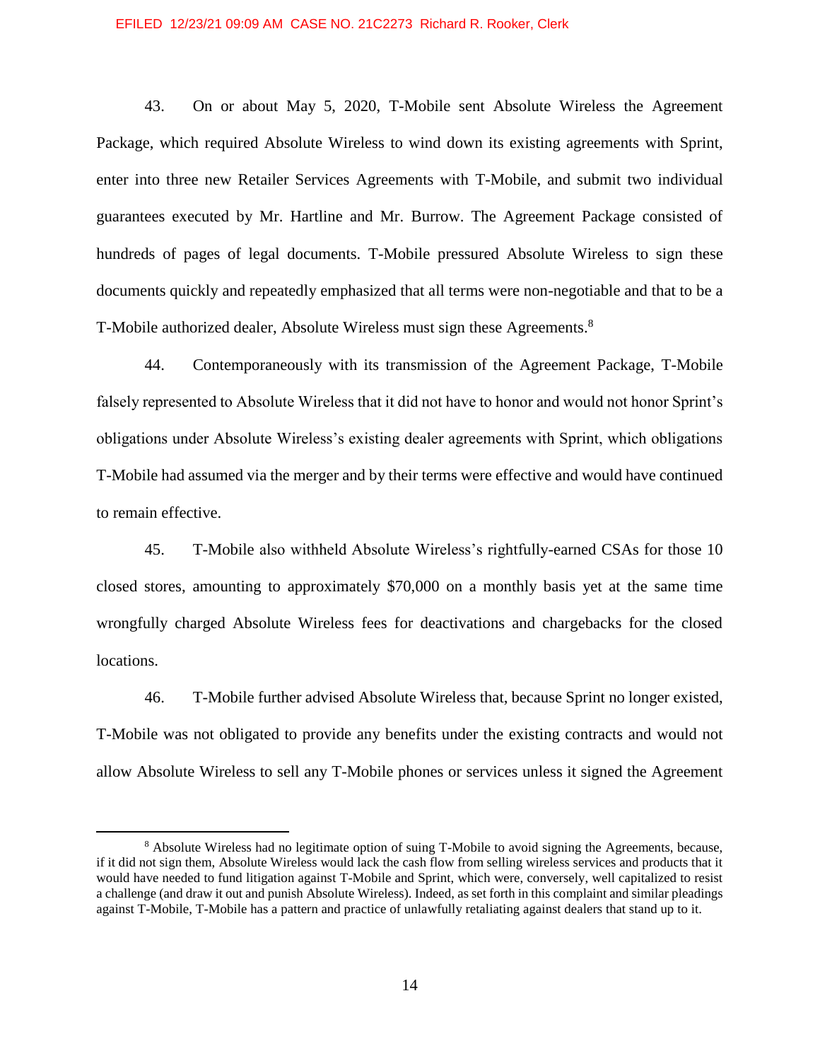43. On or about May 5, 2020, T-Mobile sent Absolute Wireless the Agreement Package, which required Absolute Wireless to wind down its existing agreements with Sprint, enter into three new Retailer Services Agreements with T-Mobile, and submit two individual guarantees executed by Mr. Hartline and Mr. Burrow. The Agreement Package consisted of hundreds of pages of legal documents. T-Mobile pressured Absolute Wireless to sign these documents quickly and repeatedly emphasized that all terms were non-negotiable and that to be a T-Mobile authorized dealer, Absolute Wireless must sign these Agreements.[8]

44. Contemporaneously with its transmission of the Agreement Package, T-Mobile falsely represented to Absolute Wireless that it did not have to honor and would not honor Sprint's obligations under Absolute Wireless's existing dealer agreements with Sprint, which obligations T-Mobile had assumed via the merger and by their terms were effective and would have continued to remain effective.

45. T-Mobile also withheld Absolute Wireless's rightfully-earned CSAs for those 10 closed stores, amounting to approximately $70,000 on a monthly basis yet at the same time wrongfully charged Absolute Wireless fees for deactivations and chargebacks for the closed locations.

46. T-Mobile further advised Absolute Wireless that, because Sprint no longer existed, T-Mobile was not obligated to provide any benefits under the existing contracts and would not allow Absolute Wireless to sell any T-Mobile phones or services unless it signed the Agreement

---

[8] Absolute Wireless had no legitimate option of suing T-Mobile to avoid signing the Agreements, because, if it did not sign them, Absolute Wireless would lack the cash flow from selling wireless services and products that it would have needed to fund litigation against T-Mobile and Sprint, which were, conversely, well capitalized to resist a challenge (and draw it out and punish Absolute Wireless). Indeed, as set forth in this complaint and similar pleadings against T-Mobile, T-Mobile has a pattern and practice of unlawfully retaliating against dealers that stand up to it.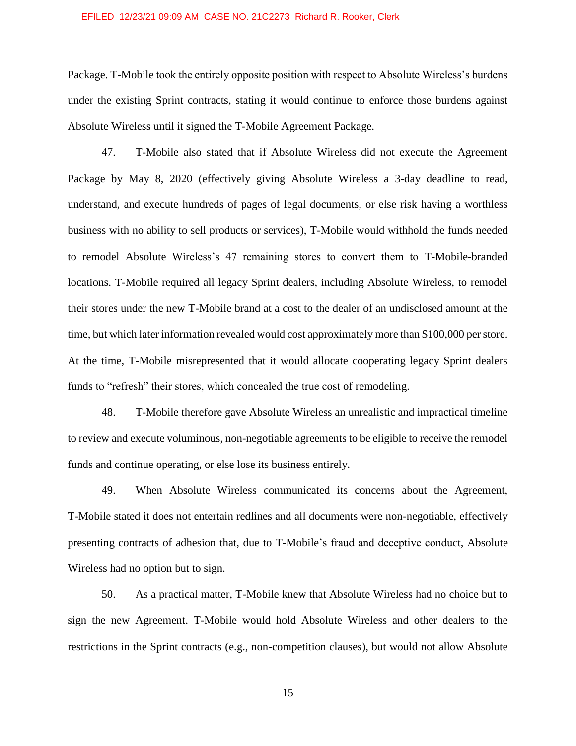Package. T-Mobile took the entirely opposite position with respect to Absolute Wireless's burdens under the existing Sprint contracts, stating it would continue to enforce those burdens against Absolute Wireless until it signed the T-Mobile Agreement Package.

47. T-Mobile also stated that if Absolute Wireless did not execute the Agreement Package by May 8, 2020 (effectively giving Absolute Wireless a 3-day deadline to read, understand, and execute hundreds of pages of legal documents, or else risk having a worthless business with no ability to sell products or services), T-Mobile would withhold the funds needed to remodel Absolute Wireless's 47 remaining stores to convert them to T-Mobile-branded locations. T-Mobile required all legacy Sprint dealers, including Absolute Wireless, to remodel their stores under the new T-Mobile brand at a cost to the dealer of an undisclosed amount at the time, but which later information revealed would cost approximately more than $100,000 per store. At the time, T-Mobile misrepresented that it would allocate cooperating legacy Sprint dealers funds to "refresh" their stores, which concealed the true cost of remodeling.

48. T-Mobile therefore gave Absolute Wireless an unrealistic and impractical timeline to review and execute voluminous, non-negotiable agreements to be eligible to receive the remodel funds and continue operating, or else lose its business entirely.

49. When Absolute Wireless communicated its concerns about the Agreement, T-Mobile stated it does not entertain redlines and all documents were non-negotiable, effectively presenting contracts of adhesion that, due to T-Mobile's fraud and deceptive conduct, Absolute Wireless had no option but to sign.

50. As a practical matter, T-Mobile knew that Absolute Wireless had no choice but to sign the new Agreement. T-Mobile would hold Absolute Wireless and other dealers to the restrictions in the Sprint contracts (e.g., non-competition clauses), but would not allow Absolute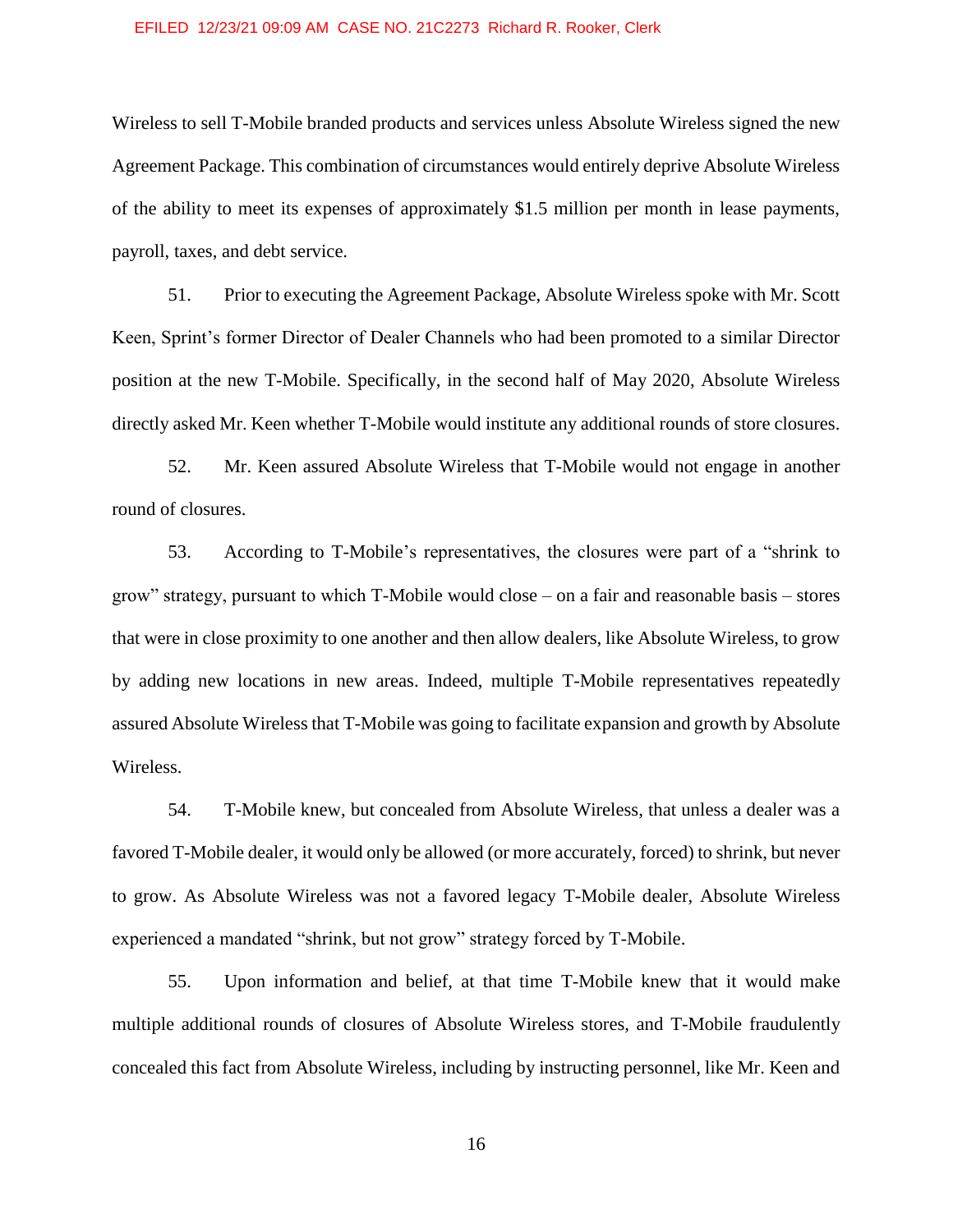Wireless to sell T-Mobile branded products and services unless Absolute Wireless signed the new Agreement Package. This combination of circumstances would entirely deprive Absolute Wireless of the ability to meet its expenses of approximately $1.5 million per month in lease payments, payroll, taxes, and debt service.

51. Prior to executing the Agreement Package, Absolute Wireless spoke with Mr. Scott Keen, Sprint's former Director of Dealer Channels who had been promoted to a similar Director position at the new T-Mobile. Specifically, in the second half of May 2020, Absolute Wireless directly asked Mr. Keen whether T-Mobile would institute any additional rounds of store closures.

52. Mr. Keen assured Absolute Wireless that T-Mobile would not engage in another round of closures.

53. According to T-Mobile's representatives, the closures were part of a "shrink to grow" strategy, pursuant to which T-Mobile would close – on a fair and reasonable basis – stores that were in close proximity to one another and then allow dealers, like Absolute Wireless, to grow by adding new locations in new areas. Indeed, multiple T-Mobile representatives repeatedly assured Absolute Wireless that T-Mobile was going to facilitate expansion and growth by Absolute Wireless.

54. T-Mobile knew, but concealed from Absolute Wireless, that unless a dealer was a favored T-Mobile dealer, it would only be allowed (or more accurately, forced) to shrink, but never to grow. As Absolute Wireless was not a favored legacy T-Mobile dealer, Absolute Wireless experienced a mandated "shrink, but not grow" strategy forced by T-Mobile.

55. Upon information and belief, at that time T-Mobile knew that it would make multiple additional rounds of closures of Absolute Wireless stores, and T-Mobile fraudulently concealed this fact from Absolute Wireless, including by instructing personnel, like Mr. Keen and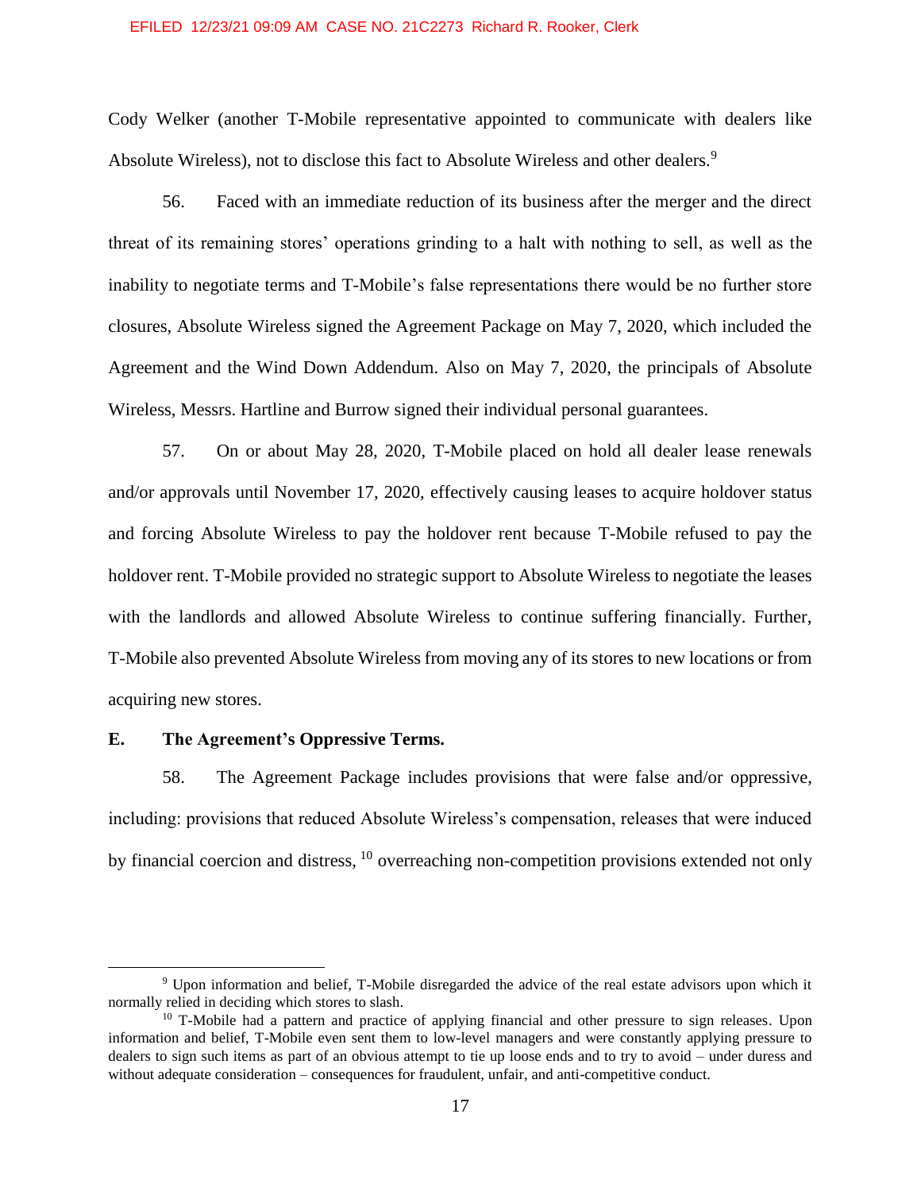Cody Welker (another T-Mobile representative appointed to communicate with dealers like Absolute Wireless), not to disclose this fact to Absolute Wireless and other dealers.[9]

56. Faced with an immediate reduction of its business after the merger and the direct threat of its remaining stores' operations grinding to a halt with nothing to sell, as well as the inability to negotiate terms and T-Mobile's false representations there would be no further store closures, Absolute Wireless signed the Agreement Package on May 7, 2020, which included the Agreement and the Wind Down Addendum. Also on May 7, 2020, the principals of Absolute Wireless, Messrs. Hartline and Burrow signed their individual personal guarantees.

57. On or about May 28, 2020, T-Mobile placed on hold all dealer lease renewals and/or approvals until November 17, 2020, effectively causing leases to acquire holdover status and forcing Absolute Wireless to pay the holdover rent because T-Mobile refused to pay the holdover rent. T-Mobile provided no strategic support to Absolute Wireless to negotiate the leases with the landlords and allowed Absolute Wireless to continue suffering financially. Further, T-Mobile also prevented Absolute Wireless from moving any of its stores to new locations or from acquiring new stores.

### E. The Agreement's Oppressive Terms.

58. The Agreement Package includes provisions that were false and/or oppressive, including: provisions that reduced Absolute Wireless's compensation, releases that were induced by financial coercion and distress, [10] overreaching non-competition provisions extended not only

---

[9] Upon information and belief, T-Mobile disregarded the advice of the real estate advisors upon which it normally relied in deciding which stores to slash.

[10] T-Mobile had a pattern and practice of applying financial and other pressure to sign releases. Upon information and belief, T-Mobile even sent them to low-level managers and were constantly applying pressure to dealers to sign such items as part of an obvious attempt to tie up loose ends and to try to avoid – under duress and without adequate consideration – consequences for fraudulent, unfair, and anti-competitive conduct.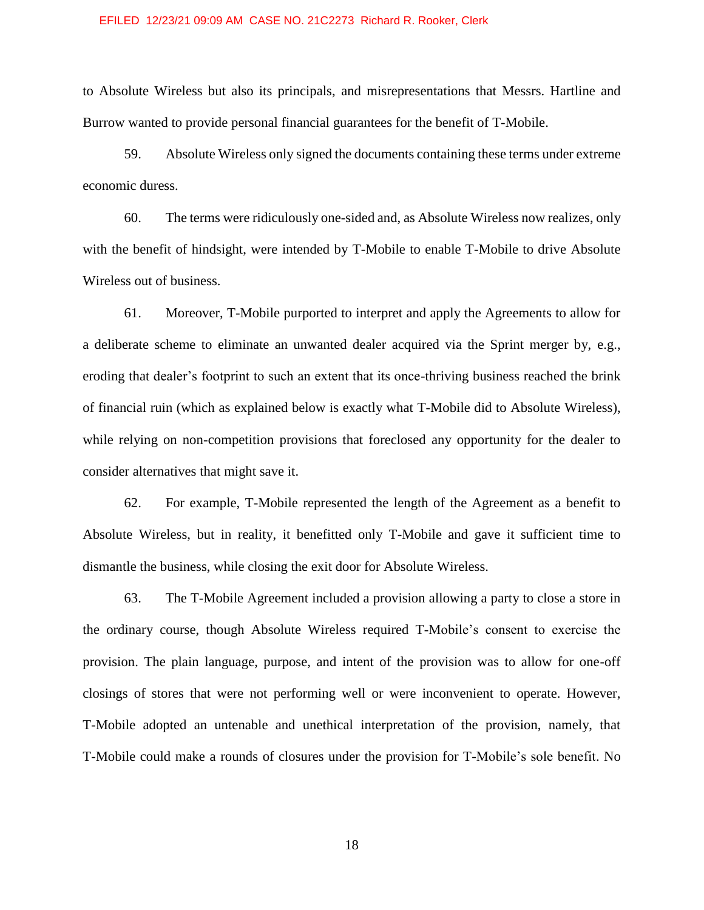to Absolute Wireless but also its principals, and misrepresentations that Messrs. Hartline and Burrow wanted to provide personal financial guarantees for the benefit of T-Mobile.

59. Absolute Wireless only signed the documents containing these terms under extreme economic duress.

60. The terms were ridiculously one-sided and, as Absolute Wireless now realizes, only with the benefit of hindsight, were intended by T-Mobile to enable T-Mobile to drive Absolute Wireless out of business.

61. Moreover, T-Mobile purported to interpret and apply the Agreements to allow for a deliberate scheme to eliminate an unwanted dealer acquired via the Sprint merger by, e.g., eroding that dealer's footprint to such an extent that its once-thriving business reached the brink of financial ruin (which as explained below is exactly what T-Mobile did to Absolute Wireless), while relying on non-competition provisions that foreclosed any opportunity for the dealer to consider alternatives that might save it.

62. For example, T-Mobile represented the length of the Agreement as a benefit to Absolute Wireless, but in reality, it benefitted only T-Mobile and gave it sufficient time to dismantle the business, while closing the exit door for Absolute Wireless.

63. The T-Mobile Agreement included a provision allowing a party to close a store in the ordinary course, though Absolute Wireless required T-Mobile's consent to exercise the provision. The plain language, purpose, and intent of the provision was to allow for one-off closings of stores that were not performing well or were inconvenient to operate. However, T-Mobile adopted an untenable and unethical interpretation of the provision, namely, that T-Mobile could make a rounds of closures under the provision for T-Mobile's sole benefit. No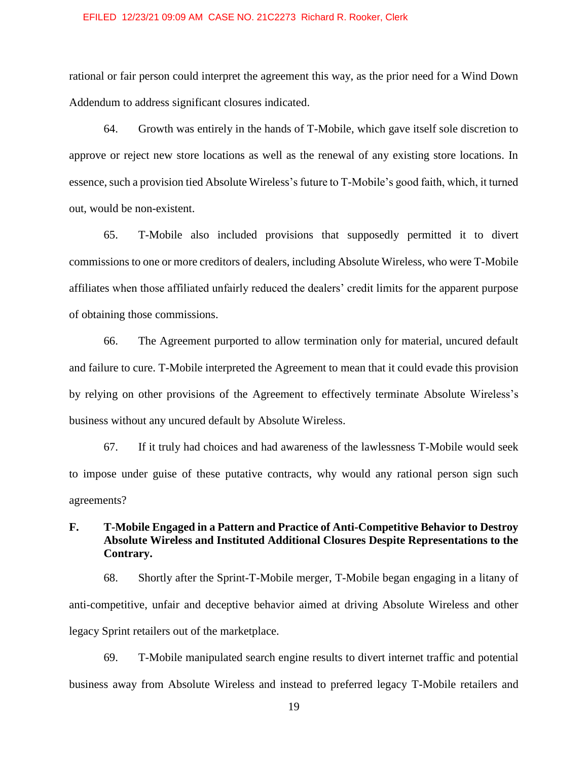rational or fair person could interpret the agreement this way, as the prior need for a Wind Down Addendum to address significant closures indicated.

64. Growth was entirely in the hands of T-Mobile, which gave itself sole discretion to approve or reject new store locations as well as the renewal of any existing store locations. In essence, such a provision tied Absolute Wireless's future to T-Mobile's good faith, which, it turned out, would be non-existent.

65. T-Mobile also included provisions that supposedly permitted it to divert commissions to one or more creditors of dealers, including Absolute Wireless, who were T-Mobile affiliates when those affiliated unfairly reduced the dealers' credit limits for the apparent purpose of obtaining those commissions.

66. The Agreement purported to allow termination only for material, uncured default and failure to cure. T-Mobile interpreted the Agreement to mean that it could evade this provision by relying on other provisions of the Agreement to effectively terminate Absolute Wireless's business without any uncured default by Absolute Wireless.

67. If it truly had choices and had awareness of the lawlessness T-Mobile would seek to impose under guise of these putative contracts, why would any rational person sign such agreements?

**F. T-Mobile Engaged in a Pattern and Practice of Anti-Competitive Behavior to Destroy Absolute Wireless and Instituted Additional Closures Despite Representations to the Contrary.**

68. Shortly after the Sprint-T-Mobile merger, T-Mobile began engaging in a litany of anti-competitive, unfair and deceptive behavior aimed at driving Absolute Wireless and other legacy Sprint retailers out of the marketplace.

69. T-Mobile manipulated search engine results to divert internet traffic and potential business away from Absolute Wireless and instead to preferred legacy T-Mobile retailers and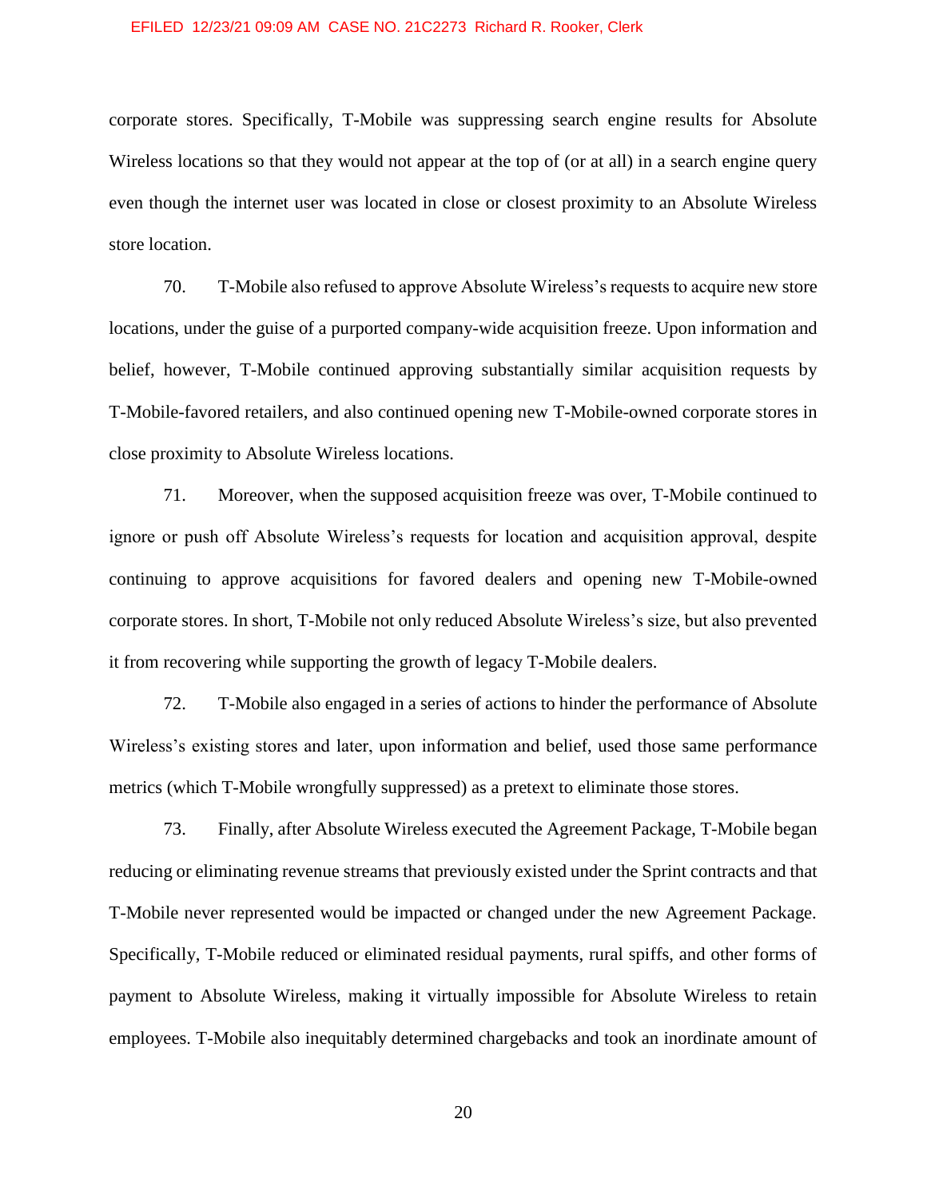corporate stores. Specifically, T-Mobile was suppressing search engine results for Absolute Wireless locations so that they would not appear at the top of (or at all) in a search engine query even though the internet user was located in close or closest proximity to an Absolute Wireless store location.

70. T-Mobile also refused to approve Absolute Wireless's requests to acquire new store locations, under the guise of a purported company-wide acquisition freeze. Upon information and belief, however, T-Mobile continued approving substantially similar acquisition requests by T-Mobile-favored retailers, and also continued opening new T-Mobile-owned corporate stores in close proximity to Absolute Wireless locations.

71. Moreover, when the supposed acquisition freeze was over, T-Mobile continued to ignore or push off Absolute Wireless's requests for location and acquisition approval, despite continuing to approve acquisitions for favored dealers and opening new T-Mobile-owned corporate stores. In short, T-Mobile not only reduced Absolute Wireless's size, but also prevented it from recovering while supporting the growth of legacy T-Mobile dealers.

72. T-Mobile also engaged in a series of actions to hinder the performance of Absolute Wireless's existing stores and later, upon information and belief, used those same performance metrics (which T-Mobile wrongfully suppressed) as a pretext to eliminate those stores.

73. Finally, after Absolute Wireless executed the Agreement Package, T-Mobile began reducing or eliminating revenue streams that previously existed under the Sprint contracts and that T-Mobile never represented would be impacted or changed under the new Agreement Package. Specifically, T-Mobile reduced or eliminated residual payments, rural spiffs, and other forms of payment to Absolute Wireless, making it virtually impossible for Absolute Wireless to retain employees. T-Mobile also inequitably determined chargebacks and took an inordinate amount of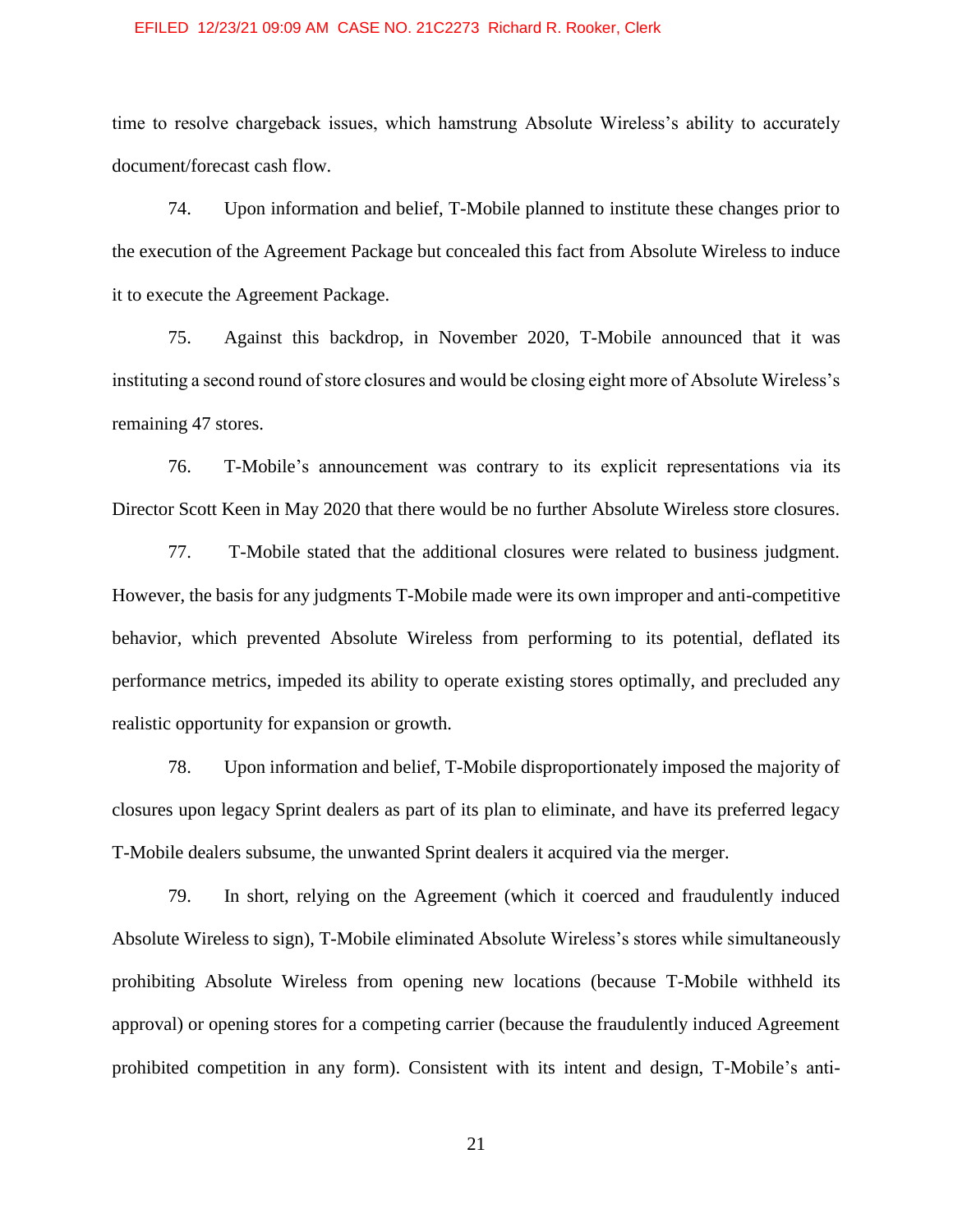time to resolve chargeback issues, which hamstrung Absolute Wireless's ability to accurately document/forecast cash flow.

74. Upon information and belief, T-Mobile planned to institute these changes prior to the execution of the Agreement Package but concealed this fact from Absolute Wireless to induce it to execute the Agreement Package.

75. Against this backdrop, in November 2020, T-Mobile announced that it was instituting a second round of store closures and would be closing eight more of Absolute Wireless's remaining 47 stores.

76. T-Mobile's announcement was contrary to its explicit representations via its Director Scott Keen in May 2020 that there would be no further Absolute Wireless store closures.

77. T-Mobile stated that the additional closures were related to business judgment. However, the basis for any judgments T-Mobile made were its own improper and anti-competitive behavior, which prevented Absolute Wireless from performing to its potential, deflated its performance metrics, impeded its ability to operate existing stores optimally, and precluded any realistic opportunity for expansion or growth.

78. Upon information and belief, T-Mobile disproportionately imposed the majority of closures upon legacy Sprint dealers as part of its plan to eliminate, and have its preferred legacy T-Mobile dealers subsume, the unwanted Sprint dealers it acquired via the merger.

79. In short, relying on the Agreement (which it coerced and fraudulently induced Absolute Wireless to sign), T-Mobile eliminated Absolute Wireless's stores while simultaneously prohibiting Absolute Wireless from opening new locations (because T-Mobile withheld its approval) or opening stores for a competing carrier (because the fraudulently induced Agreement prohibited competition in any form). Consistent with its intent and design, T-Mobile's anti-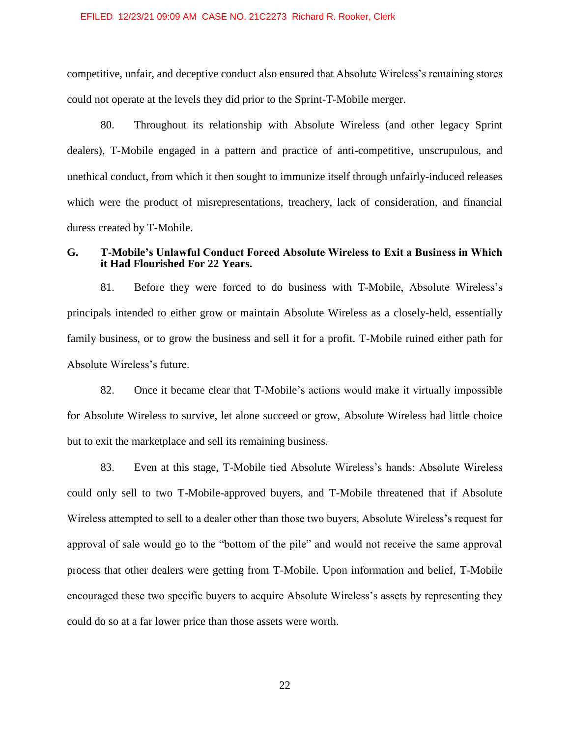competitive, unfair, and deceptive conduct also ensured that Absolute Wireless's remaining stores could not operate at the levels they did prior to the Sprint-T-Mobile merger.

80. Throughout its relationship with Absolute Wireless (and other legacy Sprint dealers), T-Mobile engaged in a pattern and practice of anti-competitive, unscrupulous, and unethical conduct, from which it then sought to immunize itself through unfairly-induced releases which were the product of misrepresentations, treachery, lack of consideration, and financial duress created by T-Mobile.

### G. T-Mobile's Unlawful Conduct Forced Absolute Wireless to Exit a Business in Which it Had Flourished For 22 Years.

81. Before they were forced to do business with T-Mobile, Absolute Wireless's principals intended to either grow or maintain Absolute Wireless as a closely-held, essentially family business, or to grow the business and sell it for a profit. T-Mobile ruined either path for Absolute Wireless's future.

82. Once it became clear that T-Mobile's actions would make it virtually impossible for Absolute Wireless to survive, let alone succeed or grow, Absolute Wireless had little choice but to exit the marketplace and sell its remaining business.

83. Even at this stage, T-Mobile tied Absolute Wireless's hands: Absolute Wireless could only sell to two T-Mobile-approved buyers, and T-Mobile threatened that if Absolute Wireless attempted to sell to a dealer other than those two buyers, Absolute Wireless's request for approval of sale would go to the "bottom of the pile" and would not receive the same approval process that other dealers were getting from T-Mobile. Upon information and belief, T-Mobile encouraged these two specific buyers to acquire Absolute Wireless's assets by representing they could do so at a far lower price than those assets were worth.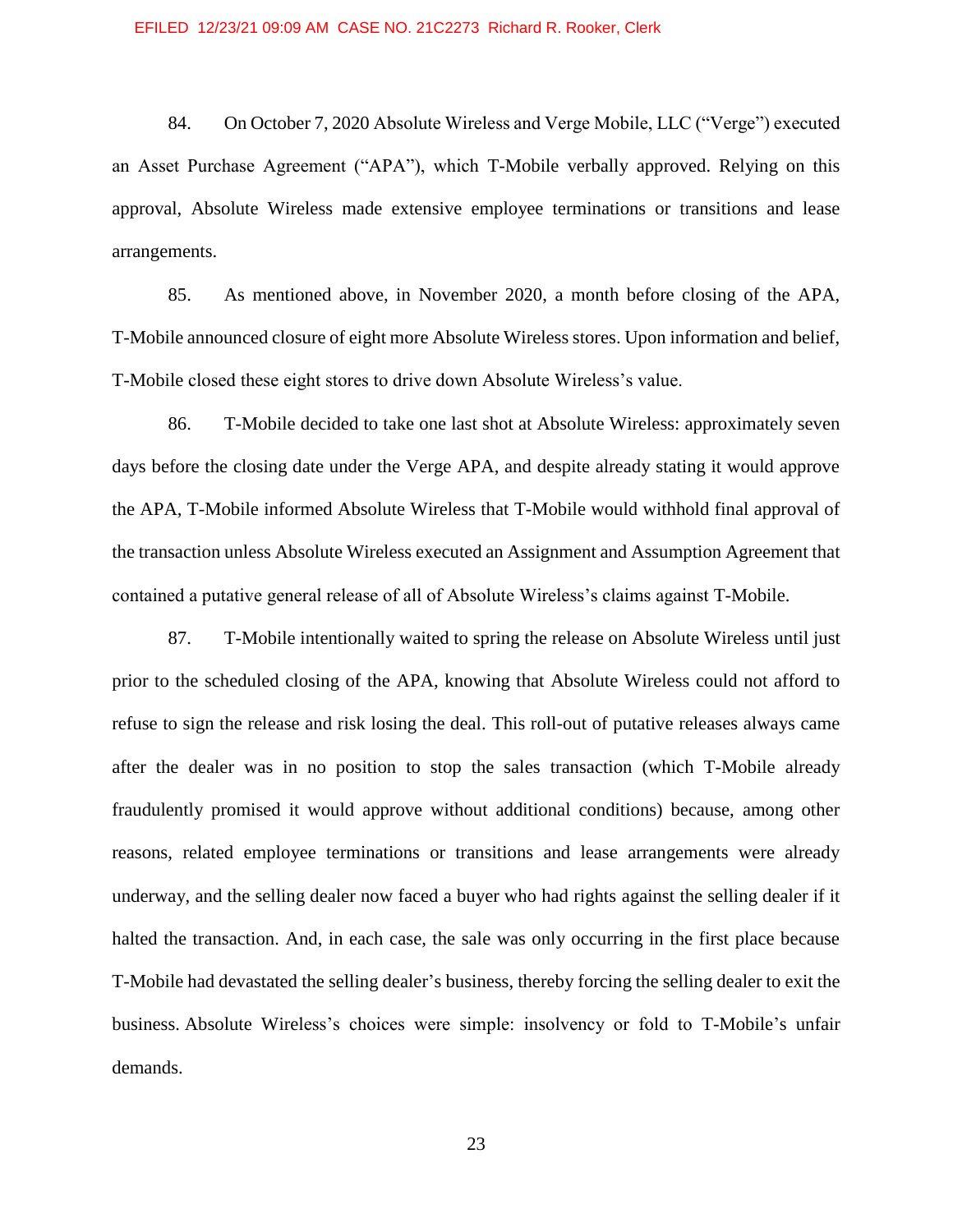84. On October 7, 2020 Absolute Wireless and Verge Mobile, LLC ("Verge") executed an Asset Purchase Agreement ("APA"), which T-Mobile verbally approved. Relying on this approval, Absolute Wireless made extensive employee terminations or transitions and lease arrangements.

85. As mentioned above, in November 2020, a month before closing of the APA, T-Mobile announced closure of eight more Absolute Wireless stores. Upon information and belief, T-Mobile closed these eight stores to drive down Absolute Wireless's value.

86. T-Mobile decided to take one last shot at Absolute Wireless: approximately seven days before the closing date under the Verge APA, and despite already stating it would approve the APA, T-Mobile informed Absolute Wireless that T-Mobile would withhold final approval of the transaction unless Absolute Wireless executed an Assignment and Assumption Agreement that contained a putative general release of all of Absolute Wireless's claims against T-Mobile.

87. T-Mobile intentionally waited to spring the release on Absolute Wireless until just prior to the scheduled closing of the APA, knowing that Absolute Wireless could not afford to refuse to sign the release and risk losing the deal. This roll-out of putative releases always came after the dealer was in no position to stop the sales transaction (which T-Mobile already fraudulently promised it would approve without additional conditions) because, among other reasons, related employee terminations or transitions and lease arrangements were already underway, and the selling dealer now faced a buyer who had rights against the selling dealer if it halted the transaction. And, in each case, the sale was only occurring in the first place because T-Mobile had devastated the selling dealer's business, thereby forcing the selling dealer to exit the business. Absolute Wireless's choices were simple: insolvency or fold to T-Mobile's unfair demands.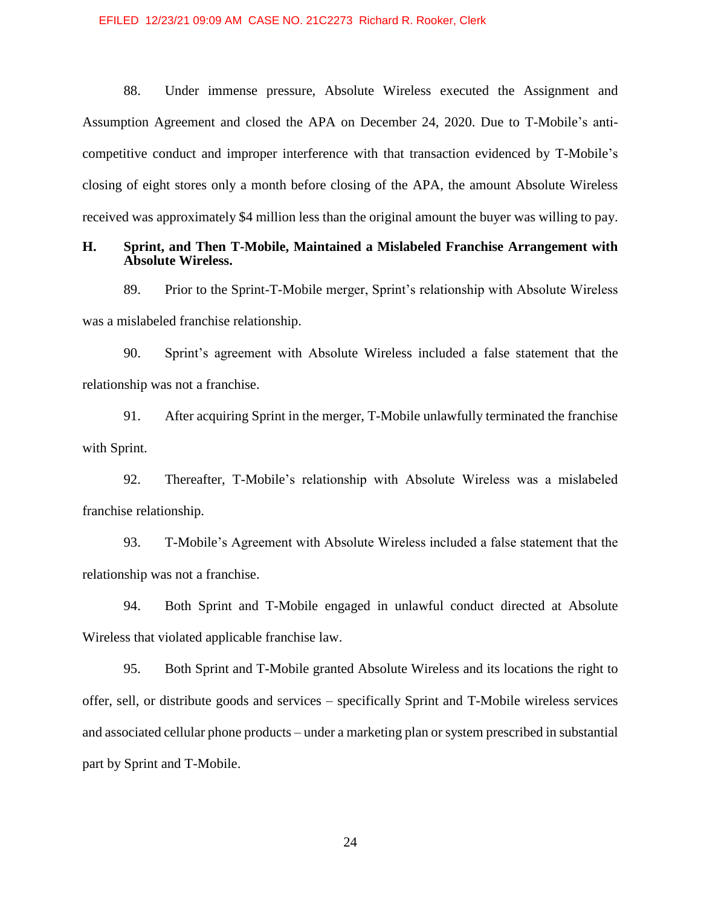88. Under immense pressure, Absolute Wireless executed the Assignment and Assumption Agreement and closed the APA on December 24, 2020. Due to T-Mobile's anti-competitive conduct and improper interference with that transaction evidenced by T-Mobile's closing of eight stores only a month before closing of the APA, the amount Absolute Wireless received was approximately $4 million less than the original amount the buyer was willing to pay.

### H. Sprint, and Then T-Mobile, Maintained a Mislabeled Franchise Arrangement with Absolute Wireless.

89. Prior to the Sprint-T-Mobile merger, Sprint's relationship with Absolute Wireless was a mislabeled franchise relationship.

90. Sprint's agreement with Absolute Wireless included a false statement that the relationship was not a franchise.

91. After acquiring Sprint in the merger, T-Mobile unlawfully terminated the franchise with Sprint.

92. Thereafter, T-Mobile's relationship with Absolute Wireless was a mislabeled franchise relationship.

93. T-Mobile's Agreement with Absolute Wireless included a false statement that the relationship was not a franchise.

94. Both Sprint and T-Mobile engaged in unlawful conduct directed at Absolute Wireless that violated applicable franchise law.

95. Both Sprint and T-Mobile granted Absolute Wireless and its locations the right to offer, sell, or distribute goods and services – specifically Sprint and T-Mobile wireless services and associated cellular phone products – under a marketing plan or system prescribed in substantial part by Sprint and T-Mobile.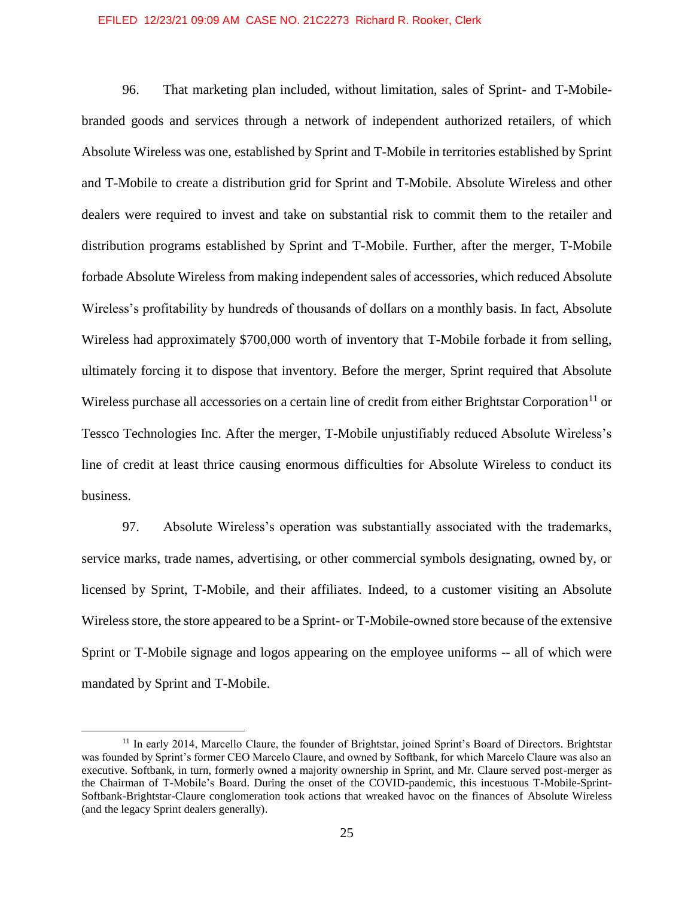96. That marketing plan included, without limitation, sales of Sprint- and T-Mobile-branded goods and services through a network of independent authorized retailers, of which Absolute Wireless was one, established by Sprint and T-Mobile in territories established by Sprint and T-Mobile to create a distribution grid for Sprint and T-Mobile. Absolute Wireless and other dealers were required to invest and take on substantial risk to commit them to the retailer and distribution programs established by Sprint and T-Mobile. Further, after the merger, T-Mobile forbade Absolute Wireless from making independent sales of accessories, which reduced Absolute Wireless's profitability by hundreds of thousands of dollars on a monthly basis. In fact, Absolute Wireless had approximately $700,000 worth of inventory that T-Mobile forbade it from selling, ultimately forcing it to dispose that inventory. Before the merger, Sprint required that Absolute Wireless purchase all accessories on a certain line of credit from either Brightstar Corporation[11] or Tessco Technologies Inc. After the merger, T-Mobile unjustifiably reduced Absolute Wireless's line of credit at least thrice causing enormous difficulties for Absolute Wireless to conduct its business.

97. Absolute Wireless's operation was substantially associated with the trademarks, service marks, trade names, advertising, or other commercial symbols designating, owned by, or licensed by Sprint, T-Mobile, and their affiliates. Indeed, to a customer visiting an Absolute Wireless store, the store appeared to be a Sprint- or T-Mobile-owned store because of the extensive Sprint or T-Mobile signage and logos appearing on the employee uniforms -- all of which were mandated by Sprint and T-Mobile.

---

[11] In early 2014, Marcello Claure, the founder of Brightstar, joined Sprint's Board of Directors. Brightstar was founded by Sprint's former CEO Marcelo Claure, and owned by Softbank, for which Marcelo Claure was also an executive. Softbank, in turn, formerly owned a majority ownership in Sprint, and Mr. Claure served post-merger as the Chairman of T-Mobile's Board. During the onset of the COVID-pandemic, this incestuous T-Mobile-Sprint-Softbank-Brightstar-Claure conglomeration took actions that wreaked havoc on the finances of Absolute Wireless (and the legacy Sprint dealers generally).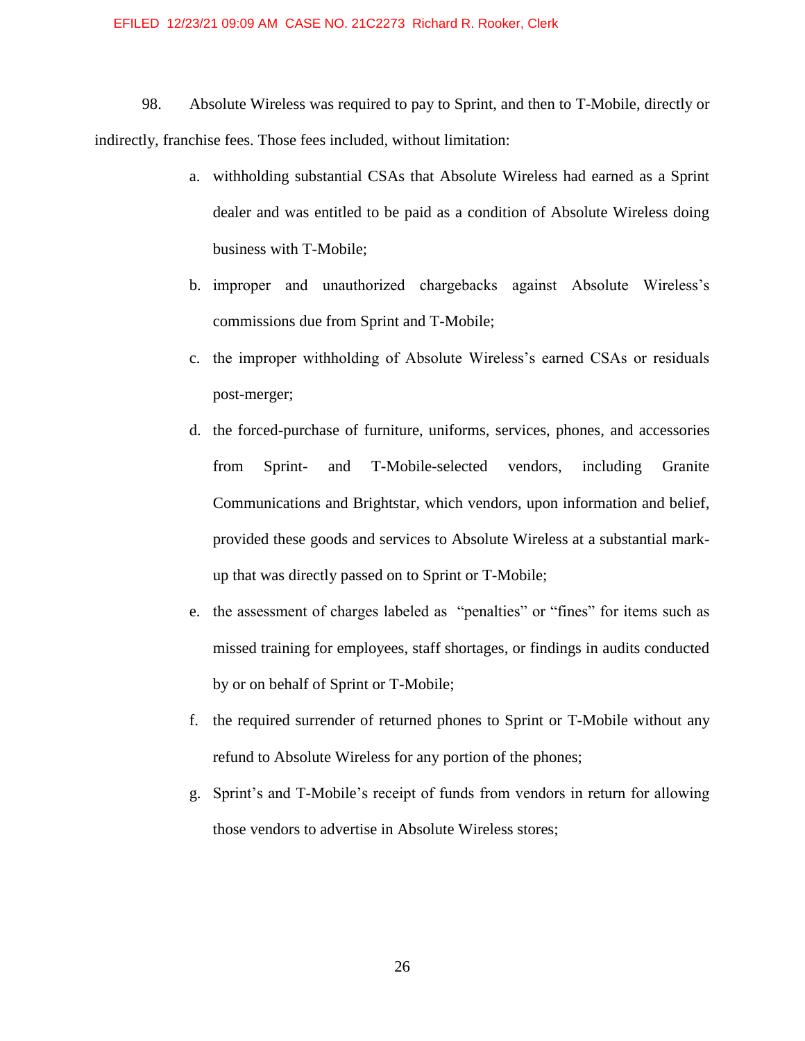98. Absolute Wireless was required to pay to Sprint, and then to T-Mobile, directly or indirectly, franchise fees. Those fees included, without limitation:

a. withholding substantial CSAs that Absolute Wireless had earned as a Sprint dealer and was entitled to be paid as a condition of Absolute Wireless doing business with T-Mobile;

b. improper and unauthorized chargebacks against Absolute Wireless's commissions due from Sprint and T-Mobile;

c. the improper withholding of Absolute Wireless's earned CSAs or residuals post-merger;

d. the forced-purchase of furniture, uniforms, services, phones, and accessories from Sprint- and T-Mobile-selected vendors, including Granite Communications and Brightstar, which vendors, upon information and belief, provided these goods and services to Absolute Wireless at a substantial mark-up that was directly passed on to Sprint or T-Mobile;

e. the assessment of charges labeled as "penalties" or "fines" for items such as missed training for employees, staff shortages, or findings in audits conducted by or on behalf of Sprint or T-Mobile;

f. the required surrender of returned phones to Sprint or T-Mobile without any refund to Absolute Wireless for any portion of the phones;

g. Sprint's and T-Mobile's receipt of funds from vendors in return for allowing those vendors to advertise in Absolute Wireless stores;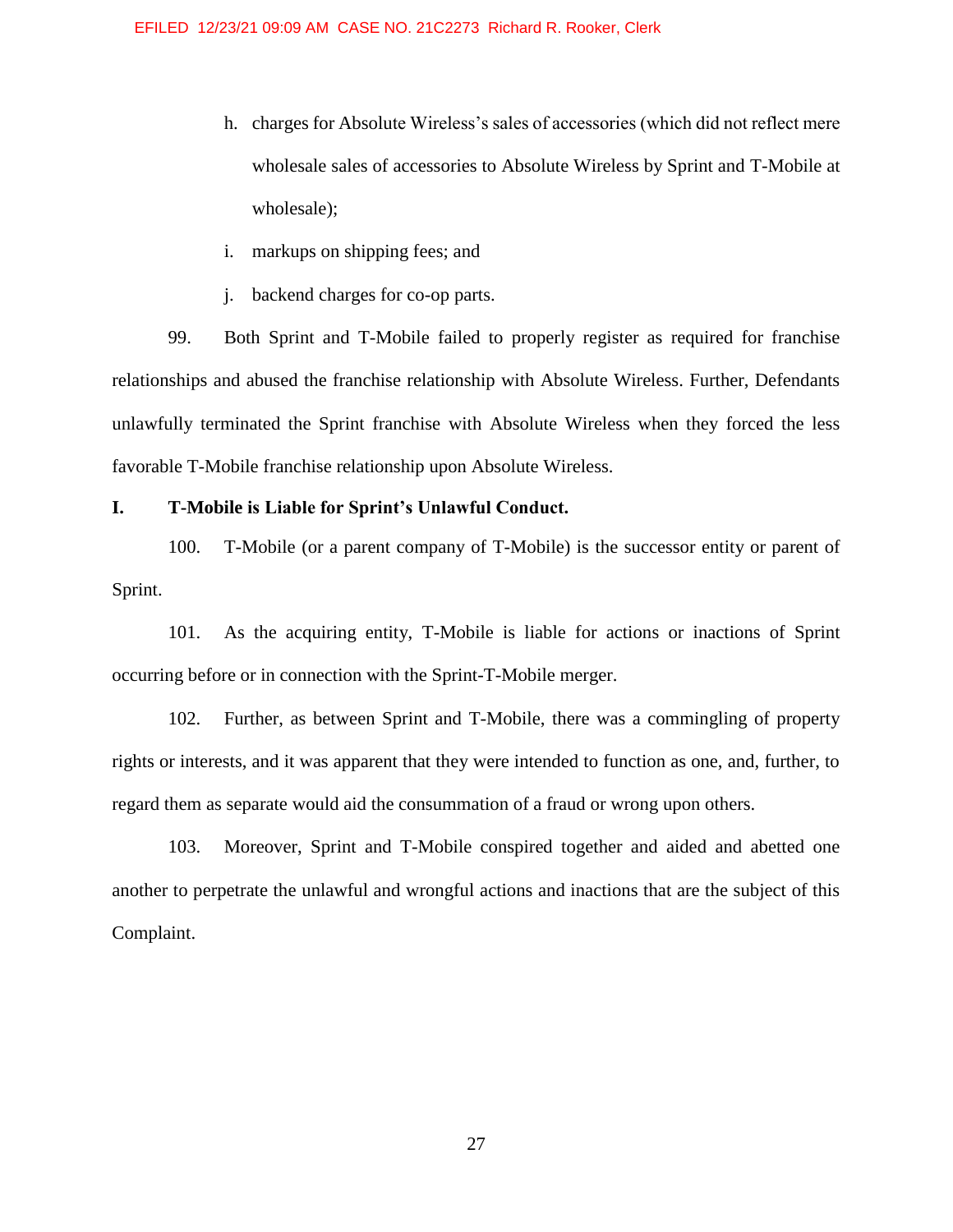h. charges for Absolute Wireless's sales of accessories (which did not reflect mere wholesale sales of accessories to Absolute Wireless by Sprint and T-Mobile at wholesale);

i. markups on shipping fees; and

j. backend charges for co-op parts.

99. Both Sprint and T-Mobile failed to properly register as required for franchise relationships and abused the franchise relationship with Absolute Wireless. Further, Defendants unlawfully terminated the Sprint franchise with Absolute Wireless when they forced the less favorable T-Mobile franchise relationship upon Absolute Wireless.

## I. T-Mobile is Liable for Sprint's Unlawful Conduct.

100. T-Mobile (or a parent company of T-Mobile) is the successor entity or parent of Sprint.

101. As the acquiring entity, T-Mobile is liable for actions or inactions of Sprint occurring before or in connection with the Sprint-T-Mobile merger.

102. Further, as between Sprint and T-Mobile, there was a commingling of property rights or interests, and it was apparent that they were intended to function as one, and, further, to regard them as separate would aid the consummation of a fraud or wrong upon others.

103. Moreover, Sprint and T-Mobile conspired together and aided and abetted one another to perpetrate the unlawful and wrongful actions and inactions that are the subject of this Complaint.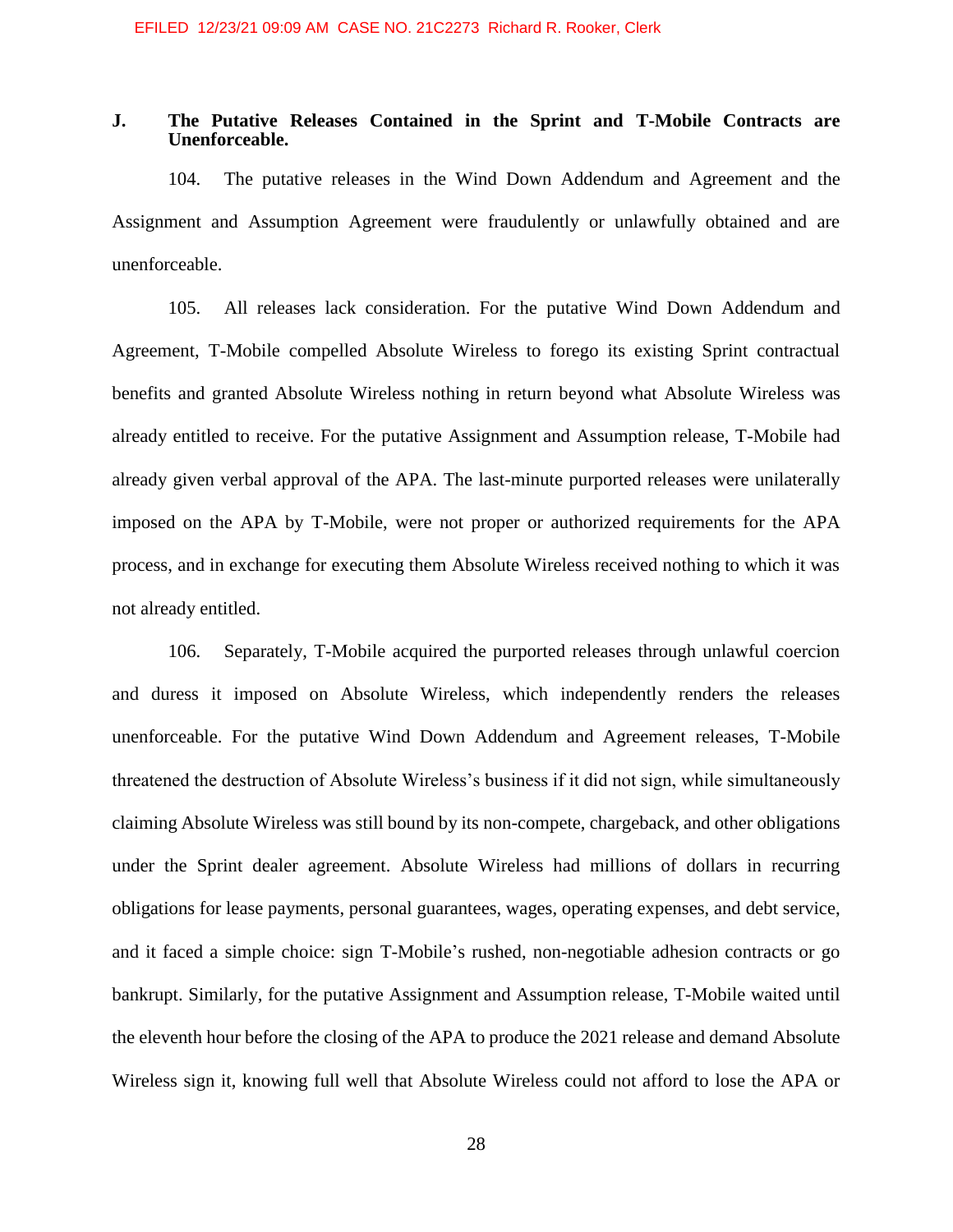### J. The Putative Releases Contained in the Sprint and T-Mobile Contracts are Unenforceable.

104. The putative releases in the Wind Down Addendum and Agreement and the Assignment and Assumption Agreement were fraudulently or unlawfully obtained and are unenforceable.

105. All releases lack consideration. For the putative Wind Down Addendum and Agreement, T-Mobile compelled Absolute Wireless to forego its existing Sprint contractual benefits and granted Absolute Wireless nothing in return beyond what Absolute Wireless was already entitled to receive. For the putative Assignment and Assumption release, T-Mobile had already given verbal approval of the APA. The last-minute purported releases were unilaterally imposed on the APA by T-Mobile, were not proper or authorized requirements for the APA process, and in exchange for executing them Absolute Wireless received nothing to which it was not already entitled.

106. Separately, T-Mobile acquired the purported releases through unlawful coercion and duress it imposed on Absolute Wireless, which independently renders the releases unenforceable. For the putative Wind Down Addendum and Agreement releases, T-Mobile threatened the destruction of Absolute Wireless's business if it did not sign, while simultaneously claiming Absolute Wireless was still bound by its non-compete, chargeback, and other obligations under the Sprint dealer agreement. Absolute Wireless had millions of dollars in recurring obligations for lease payments, personal guarantees, wages, operating expenses, and debt service, and it faced a simple choice: sign T-Mobile's rushed, non-negotiable adhesion contracts or go bankrupt. Similarly, for the putative Assignment and Assumption release, T-Mobile waited until the eleventh hour before the closing of the APA to produce the 2021 release and demand Absolute Wireless sign it, knowing full well that Absolute Wireless could not afford to lose the APA or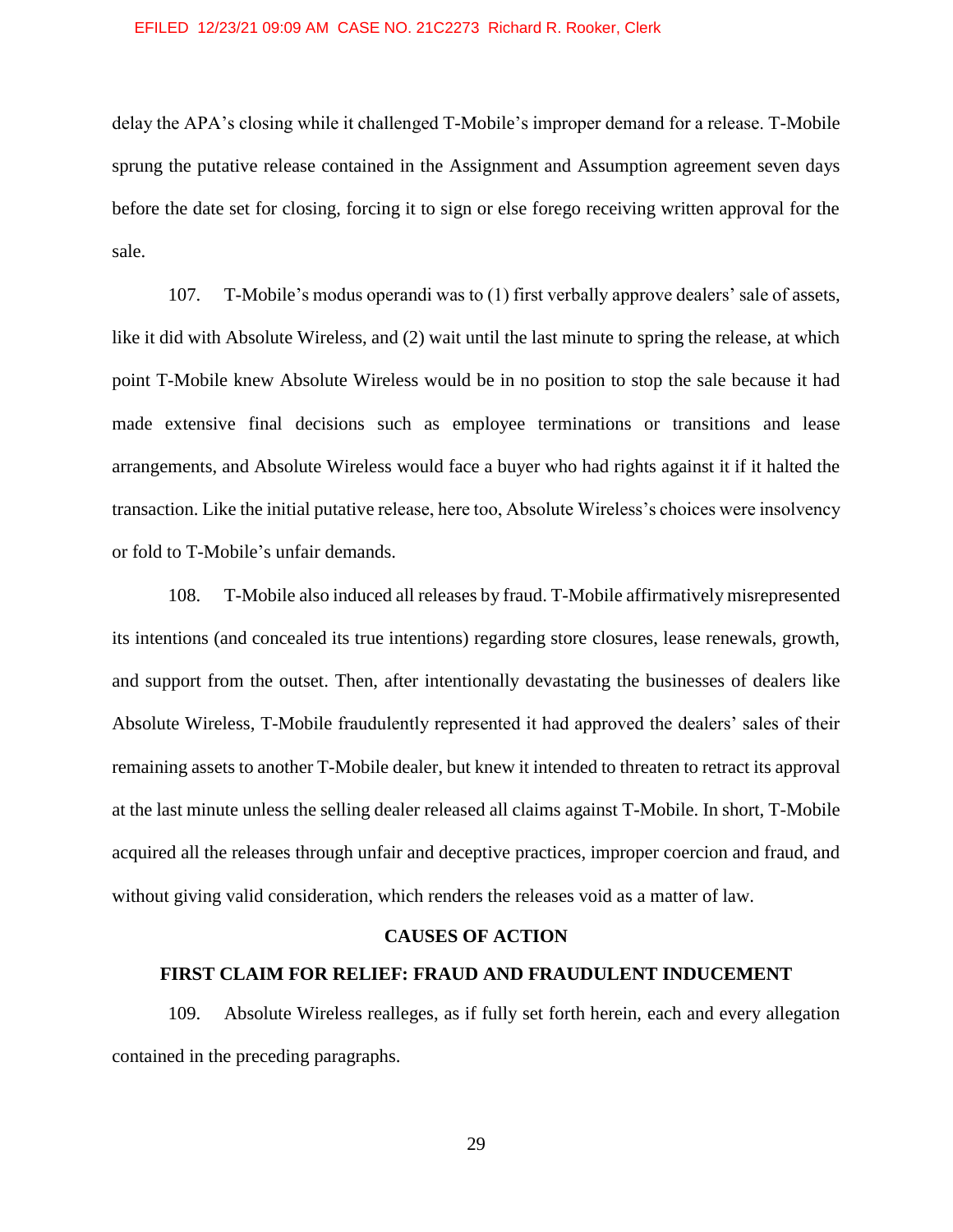delay the APA's closing while it challenged T-Mobile's improper demand for a release. T-Mobile sprung the putative release contained in the Assignment and Assumption agreement seven days before the date set for closing, forcing it to sign or else forego receiving written approval for the sale.

107. T-Mobile's modus operandi was to (1) first verbally approve dealers' sale of assets, like it did with Absolute Wireless, and (2) wait until the last minute to spring the release, at which point T-Mobile knew Absolute Wireless would be in no position to stop the sale because it had made extensive final decisions such as employee terminations or transitions and lease arrangements, and Absolute Wireless would face a buyer who had rights against it if it halted the transaction. Like the initial putative release, here too, Absolute Wireless's choices were insolvency or fold to T-Mobile's unfair demands.

108. T-Mobile also induced all releases by fraud. T-Mobile affirmatively misrepresented its intentions (and concealed its true intentions) regarding store closures, lease renewals, growth, and support from the outset. Then, after intentionally devastating the businesses of dealers like Absolute Wireless, T-Mobile fraudulently represented it had approved the dealers' sales of their remaining assets to another T-Mobile dealer, but knew it intended to threaten to retract its approval at the last minute unless the selling dealer released all claims against T-Mobile. In short, T-Mobile acquired all the releases through unfair and deceptive practices, improper coercion and fraud, and without giving valid consideration, which renders the releases void as a matter of law.

## CAUSES OF ACTION

### FIRST CLAIM FOR RELIEF: FRAUD AND FRAUDULENT INDUCEMENT

109. Absolute Wireless realleges, as if fully set forth herein, each and every allegation contained in the preceding paragraphs.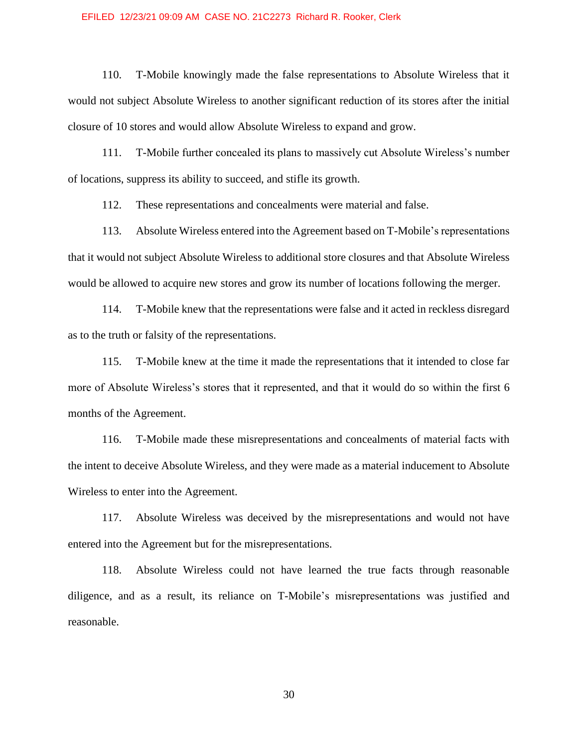110. T-Mobile knowingly made the false representations to Absolute Wireless that it would not subject Absolute Wireless to another significant reduction of its stores after the initial closure of 10 stores and would allow Absolute Wireless to expand and grow.

111. T-Mobile further concealed its plans to massively cut Absolute Wireless's number of locations, suppress its ability to succeed, and stifle its growth.

112. These representations and concealments were material and false.

113. Absolute Wireless entered into the Agreement based on T-Mobile's representations that it would not subject Absolute Wireless to additional store closures and that Absolute Wireless would be allowed to acquire new stores and grow its number of locations following the merger.

114. T-Mobile knew that the representations were false and it acted in reckless disregard as to the truth or falsity of the representations.

115. T-Mobile knew at the time it made the representations that it intended to close far more of Absolute Wireless's stores that it represented, and that it would do so within the first 6 months of the Agreement.

116. T-Mobile made these misrepresentations and concealments of material facts with the intent to deceive Absolute Wireless, and they were made as a material inducement to Absolute Wireless to enter into the Agreement.

117. Absolute Wireless was deceived by the misrepresentations and would not have entered into the Agreement but for the misrepresentations.

118. Absolute Wireless could not have learned the true facts through reasonable diligence, and as a result, its reliance on T-Mobile's misrepresentations was justified and reasonable.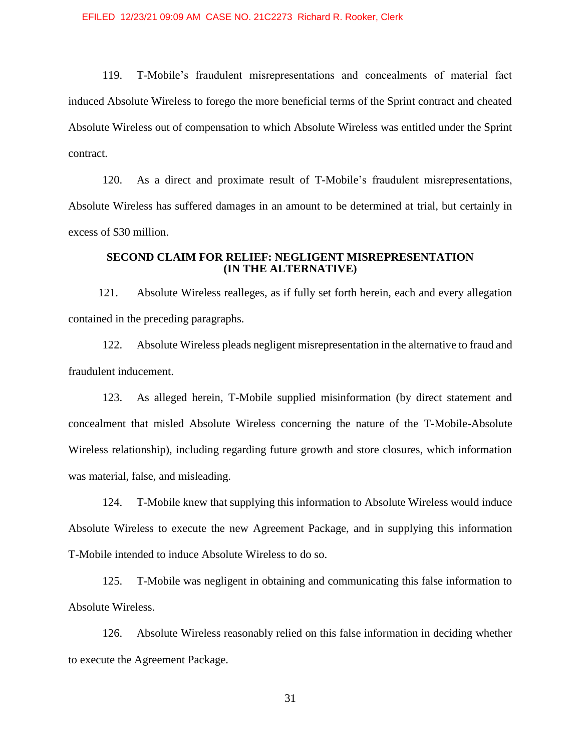119. T-Mobile's fraudulent misrepresentations and concealments of material fact induced Absolute Wireless to forego the more beneficial terms of the Sprint contract and cheated Absolute Wireless out of compensation to which Absolute Wireless was entitled under the Sprint contract.

120. As a direct and proximate result of T-Mobile's fraudulent misrepresentations, Absolute Wireless has suffered damages in an amount to be determined at trial, but certainly in excess of $30 million.

## SECOND CLAIM FOR RELIEF: NEGLIGENT MISREPRESENTATION (IN THE ALTERNATIVE)

121. Absolute Wireless realleges, as if fully set forth herein, each and every allegation contained in the preceding paragraphs.

122. Absolute Wireless pleads negligent misrepresentation in the alternative to fraud and fraudulent inducement.

123. As alleged herein, T-Mobile supplied misinformation (by direct statement and concealment that misled Absolute Wireless concerning the nature of the T-Mobile-Absolute Wireless relationship), including regarding future growth and store closures, which information was material, false, and misleading.

124. T-Mobile knew that supplying this information to Absolute Wireless would induce Absolute Wireless to execute the new Agreement Package, and in supplying this information T-Mobile intended to induce Absolute Wireless to do so.

125. T-Mobile was negligent in obtaining and communicating this false information to Absolute Wireless.

126. Absolute Wireless reasonably relied on this false information in deciding whether to execute the Agreement Package.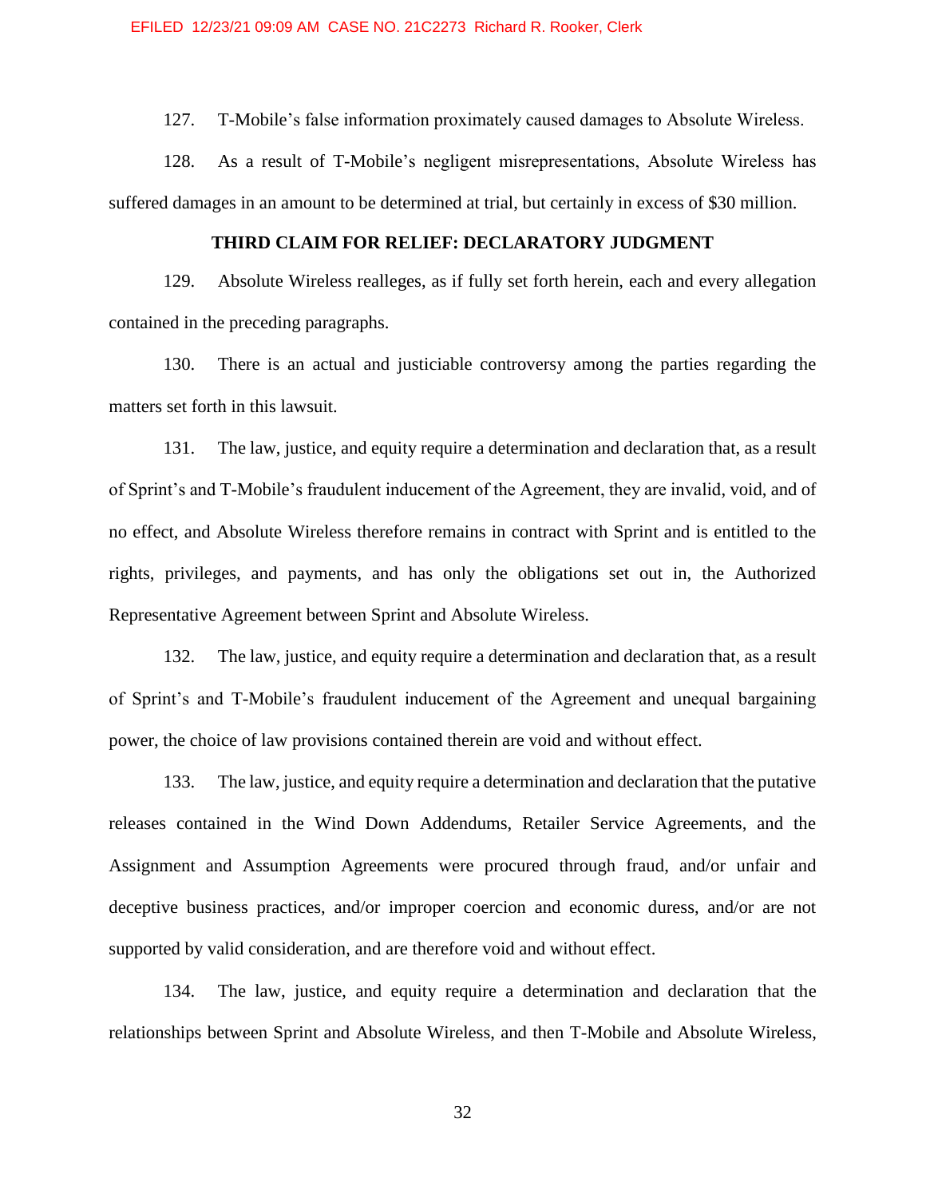127. T-Mobile's false information proximately caused damages to Absolute Wireless.

128. As a result of T-Mobile's negligent misrepresentations, Absolute Wireless has suffered damages in an amount to be determined at trial, but certainly in excess of $30 million.

**THIRD CLAIM FOR RELIEF: DECLARATORY JUDGMENT**

129. Absolute Wireless realleges, as if fully set forth herein, each and every allegation contained in the preceding paragraphs.

130. There is an actual and justiciable controversy among the parties regarding the matters set forth in this lawsuit.

131. The law, justice, and equity require a determination and declaration that, as a result of Sprint's and T-Mobile's fraudulent inducement of the Agreement, they are invalid, void, and of no effect, and Absolute Wireless therefore remains in contract with Sprint and is entitled to the rights, privileges, and payments, and has only the obligations set out in, the Authorized Representative Agreement between Sprint and Absolute Wireless.

132. The law, justice, and equity require a determination and declaration that, as a result of Sprint's and T-Mobile's fraudulent inducement of the Agreement and unequal bargaining power, the choice of law provisions contained therein are void and without effect.

133. The law, justice, and equity require a determination and declaration that the putative releases contained in the Wind Down Addendums, Retailer Service Agreements, and the Assignment and Assumption Agreements were procured through fraud, and/or unfair and deceptive business practices, and/or improper coercion and economic duress, and/or are not supported by valid consideration, and are therefore void and without effect.

134. The law, justice, and equity require a determination and declaration that the relationships between Sprint and Absolute Wireless, and then T-Mobile and Absolute Wireless,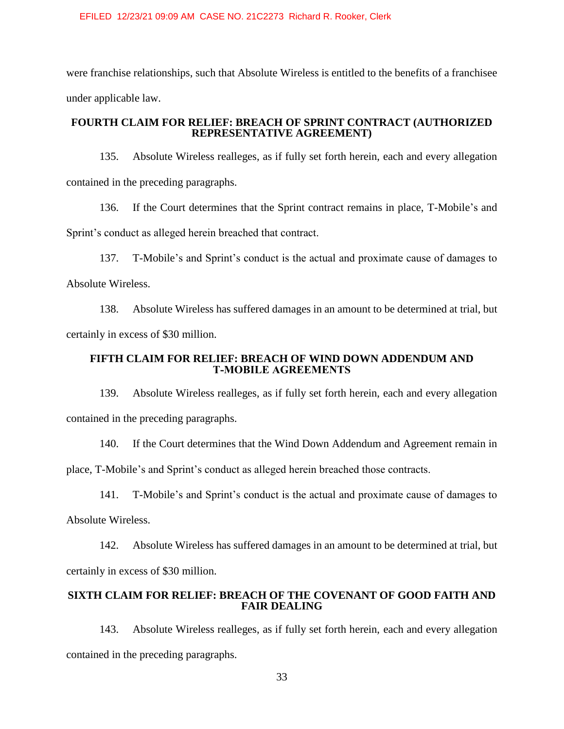were franchise relationships, such that Absolute Wireless is entitled to the benefits of a franchisee under applicable law.

### FOURTH CLAIM FOR RELIEF: BREACH OF SPRINT CONTRACT (AUTHORIZED REPRESENTATIVE AGREEMENT)

135. Absolute Wireless realleges, as if fully set forth herein, each and every allegation contained in the preceding paragraphs.

136. If the Court determines that the Sprint contract remains in place, T-Mobile's and Sprint's conduct as alleged herein breached that contract.

137. T-Mobile's and Sprint's conduct is the actual and proximate cause of damages to Absolute Wireless.

138. Absolute Wireless has suffered damages in an amount to be determined at trial, but certainly in excess of $30 million.

### FIFTH CLAIM FOR RELIEF: BREACH OF WIND DOWN ADDENDUM AND T-MOBILE AGREEMENTS

139. Absolute Wireless realleges, as if fully set forth herein, each and every allegation contained in the preceding paragraphs.

140. If the Court determines that the Wind Down Addendum and Agreement remain in place, T-Mobile's and Sprint's conduct as alleged herein breached those contracts.

141. T-Mobile's and Sprint's conduct is the actual and proximate cause of damages to Absolute Wireless.

142. Absolute Wireless has suffered damages in an amount to be determined at trial, but certainly in excess of $30 million.

### SIXTH CLAIM FOR RELIEF: BREACH OF THE COVENANT OF GOOD FAITH AND FAIR DEALING

143. Absolute Wireless realleges, as if fully set forth herein, each and every allegation contained in the preceding paragraphs.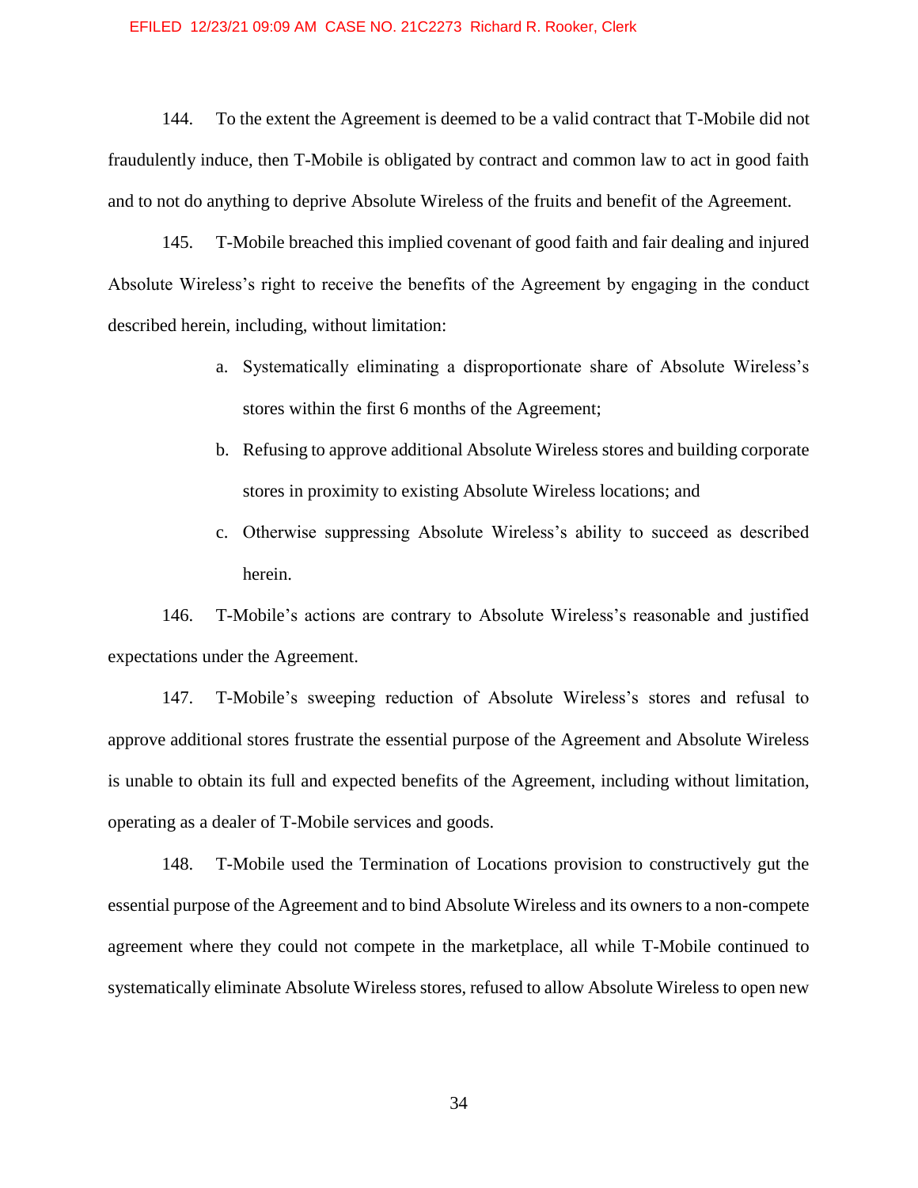144. To the extent the Agreement is deemed to be a valid contract that T-Mobile did not fraudulently induce, then T-Mobile is obligated by contract and common law to act in good faith and to not do anything to deprive Absolute Wireless of the fruits and benefit of the Agreement.

145. T-Mobile breached this implied covenant of good faith and fair dealing and injured Absolute Wireless's right to receive the benefits of the Agreement by engaging in the conduct described herein, including, without limitation:

a. Systematically eliminating a disproportionate share of Absolute Wireless's stores within the first 6 months of the Agreement;

b. Refusing to approve additional Absolute Wireless stores and building corporate stores in proximity to existing Absolute Wireless locations; and

c. Otherwise suppressing Absolute Wireless's ability to succeed as described herein.

146. T-Mobile's actions are contrary to Absolute Wireless's reasonable and justified expectations under the Agreement.

147. T-Mobile's sweeping reduction of Absolute Wireless's stores and refusal to approve additional stores frustrate the essential purpose of the Agreement and Absolute Wireless is unable to obtain its full and expected benefits of the Agreement, including without limitation, operating as a dealer of T-Mobile services and goods.

148. T-Mobile used the Termination of Locations provision to constructively gut the essential purpose of the Agreement and to bind Absolute Wireless and its owners to a non-compete agreement where they could not compete in the marketplace, all while T-Mobile continued to systematically eliminate Absolute Wireless stores, refused to allow Absolute Wireless to open new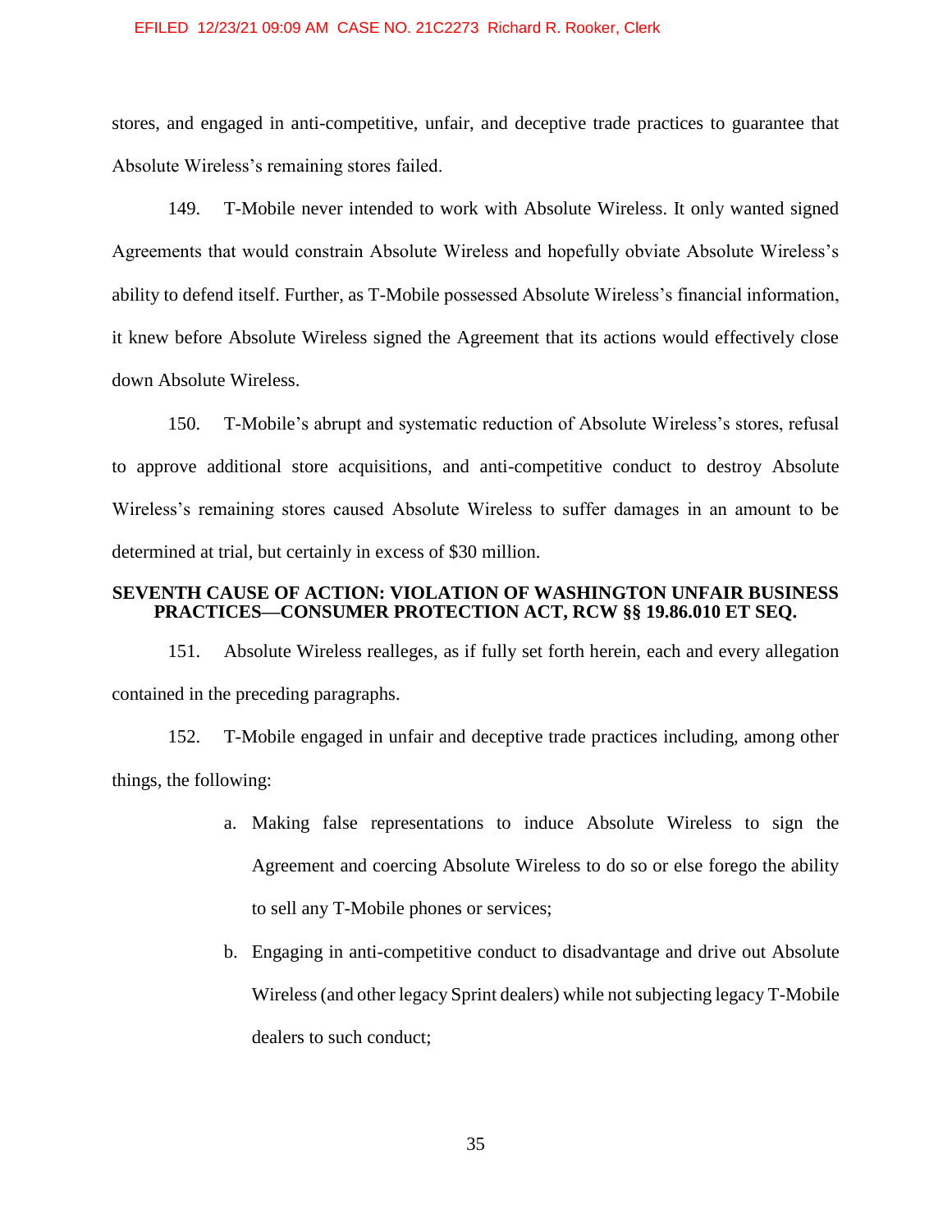stores, and engaged in anti-competitive, unfair, and deceptive trade practices to guarantee that Absolute Wireless's remaining stores failed.

149. T-Mobile never intended to work with Absolute Wireless. It only wanted signed Agreements that would constrain Absolute Wireless and hopefully obviate Absolute Wireless's ability to defend itself. Further, as T-Mobile possessed Absolute Wireless's financial information, it knew before Absolute Wireless signed the Agreement that its actions would effectively close down Absolute Wireless.

150. T-Mobile's abrupt and systematic reduction of Absolute Wireless's stores, refusal to approve additional store acquisitions, and anti-competitive conduct to destroy Absolute Wireless's remaining stores caused Absolute Wireless to suffer damages in an amount to be determined at trial, but certainly in excess of $30 million.

**SEVENTH CAUSE OF ACTION: VIOLATION OF WASHINGTON UNFAIR BUSINESS PRACTICES—CONSUMER PROTECTION ACT, RCW §§ 19.86.010 ET SEQ.**

151. Absolute Wireless realleges, as if fully set forth herein, each and every allegation contained in the preceding paragraphs.

152. T-Mobile engaged in unfair and deceptive trade practices including, among other things, the following:

a. Making false representations to induce Absolute Wireless to sign the Agreement and coercing Absolute Wireless to do so or else forego the ability to sell any T-Mobile phones or services;

b. Engaging in anti-competitive conduct to disadvantage and drive out Absolute Wireless (and other legacy Sprint dealers) while not subjecting legacy T-Mobile dealers to such conduct;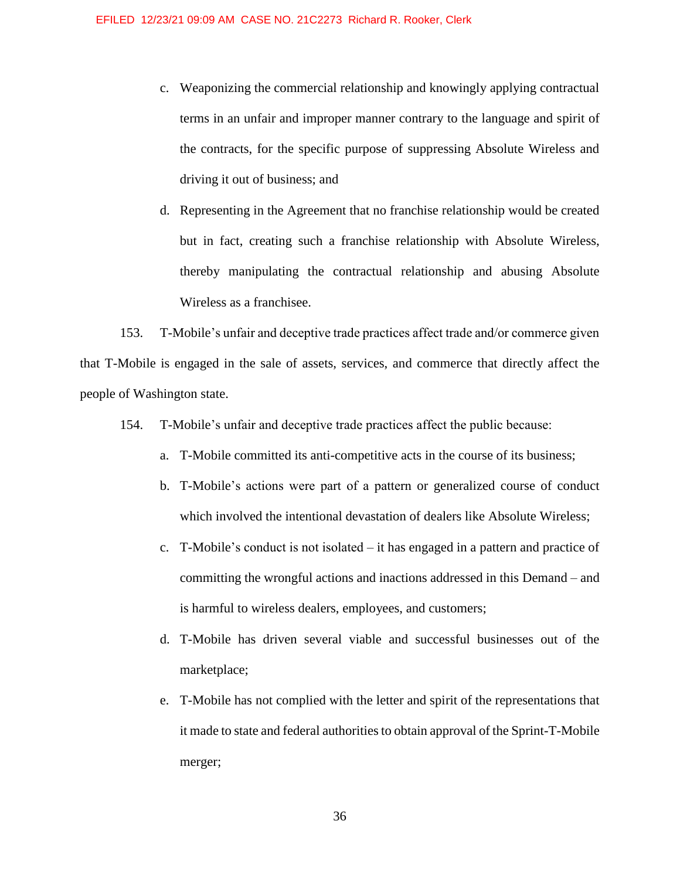c. Weaponizing the commercial relationship and knowingly applying contractual terms in an unfair and improper manner contrary to the language and spirit of the contracts, for the specific purpose of suppressing Absolute Wireless and driving it out of business; and

d. Representing in the Agreement that no franchise relationship would be created but in fact, creating such a franchise relationship with Absolute Wireless, thereby manipulating the contractual relationship and abusing Absolute Wireless as a franchisee.

153. T-Mobile's unfair and deceptive trade practices affect trade and/or commerce given that T-Mobile is engaged in the sale of assets, services, and commerce that directly affect the people of Washington state.

154. T-Mobile's unfair and deceptive trade practices affect the public because:

a. T-Mobile committed its anti-competitive acts in the course of its business;

b. T-Mobile's actions were part of a pattern or generalized course of conduct which involved the intentional devastation of dealers like Absolute Wireless;

c. T-Mobile's conduct is not isolated – it has engaged in a pattern and practice of committing the wrongful actions and inactions addressed in this Demand – and is harmful to wireless dealers, employees, and customers;

d. T-Mobile has driven several viable and successful businesses out of the marketplace;

e. T-Mobile has not complied with the letter and spirit of the representations that it made to state and federal authorities to obtain approval of the Sprint-T-Mobile merger;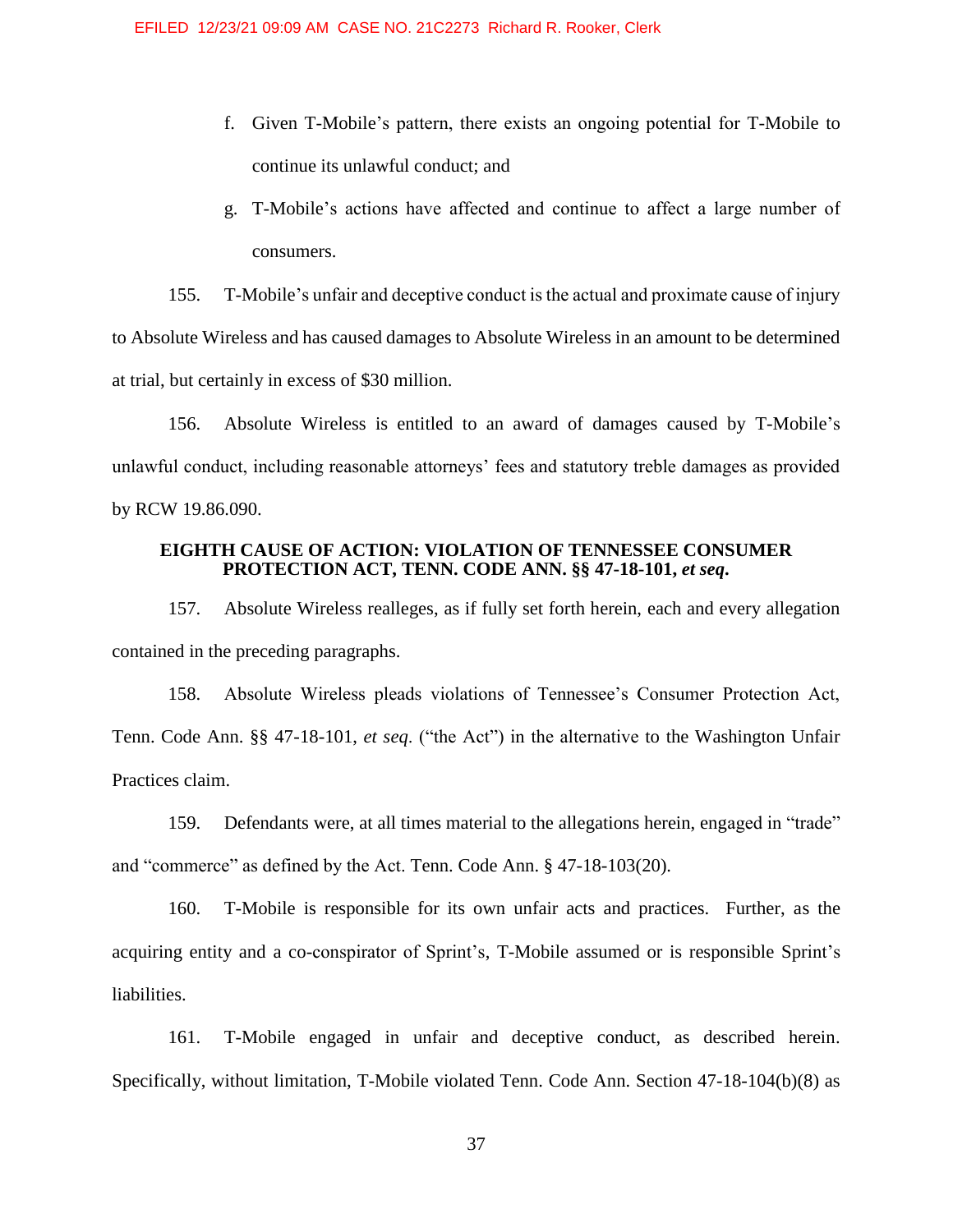f. Given T-Mobile's pattern, there exists an ongoing potential for T-Mobile to continue its unlawful conduct; and

g. T-Mobile's actions have affected and continue to affect a large number of consumers.

155. T-Mobile's unfair and deceptive conduct is the actual and proximate cause of injury to Absolute Wireless and has caused damages to Absolute Wireless in an amount to be determined at trial, but certainly in excess of $30 million.

156. Absolute Wireless is entitled to an award of damages caused by T-Mobile's unlawful conduct, including reasonable attorneys' fees and statutory treble damages as provided by RCW 19.86.090.

## EIGHTH CAUSE OF ACTION: VIOLATION OF TENNESSEE CONSUMER PROTECTION ACT, TENN. CODE ANN. §§ 47-18-101, *et seq.*

157. Absolute Wireless realleges, as if fully set forth herein, each and every allegation contained in the preceding paragraphs.

158. Absolute Wireless pleads violations of Tennessee's Consumer Protection Act, Tenn. Code Ann. §§ 47-18-101, *et seq*. ("the Act") in the alternative to the Washington Unfair Practices claim.

159. Defendants were, at all times material to the allegations herein, engaged in "trade" and "commerce" as defined by the Act. Tenn. Code Ann. § 47-18-103(20).

160. T-Mobile is responsible for its own unfair acts and practices. Further, as the acquiring entity and a co-conspirator of Sprint's, T-Mobile assumed or is responsible Sprint's liabilities.

161. T-Mobile engaged in unfair and deceptive conduct, as described herein. Specifically, without limitation, T-Mobile violated Tenn. Code Ann. Section 47-18-104(b)(8) as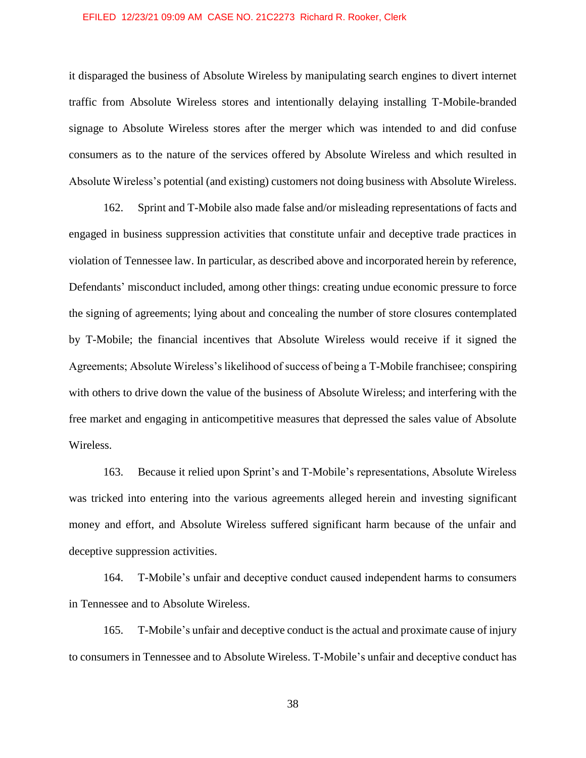it disparaged the business of Absolute Wireless by manipulating search engines to divert internet traffic from Absolute Wireless stores and intentionally delaying installing T-Mobile-branded signage to Absolute Wireless stores after the merger which was intended to and did confuse consumers as to the nature of the services offered by Absolute Wireless and which resulted in Absolute Wireless's potential (and existing) customers not doing business with Absolute Wireless.

162. Sprint and T-Mobile also made false and/or misleading representations of facts and engaged in business suppression activities that constitute unfair and deceptive trade practices in violation of Tennessee law. In particular, as described above and incorporated herein by reference, Defendants' misconduct included, among other things: creating undue economic pressure to force the signing of agreements; lying about and concealing the number of store closures contemplated by T-Mobile; the financial incentives that Absolute Wireless would receive if it signed the Agreements; Absolute Wireless's likelihood of success of being a T-Mobile franchisee; conspiring with others to drive down the value of the business of Absolute Wireless; and interfering with the free market and engaging in anticompetitive measures that depressed the sales value of Absolute Wireless.

163. Because it relied upon Sprint's and T-Mobile's representations, Absolute Wireless was tricked into entering into the various agreements alleged herein and investing significant money and effort, and Absolute Wireless suffered significant harm because of the unfair and deceptive suppression activities.

164. T-Mobile's unfair and deceptive conduct caused independent harms to consumers in Tennessee and to Absolute Wireless.

165. T-Mobile's unfair and deceptive conduct is the actual and proximate cause of injury to consumers in Tennessee and to Absolute Wireless. T-Mobile's unfair and deceptive conduct has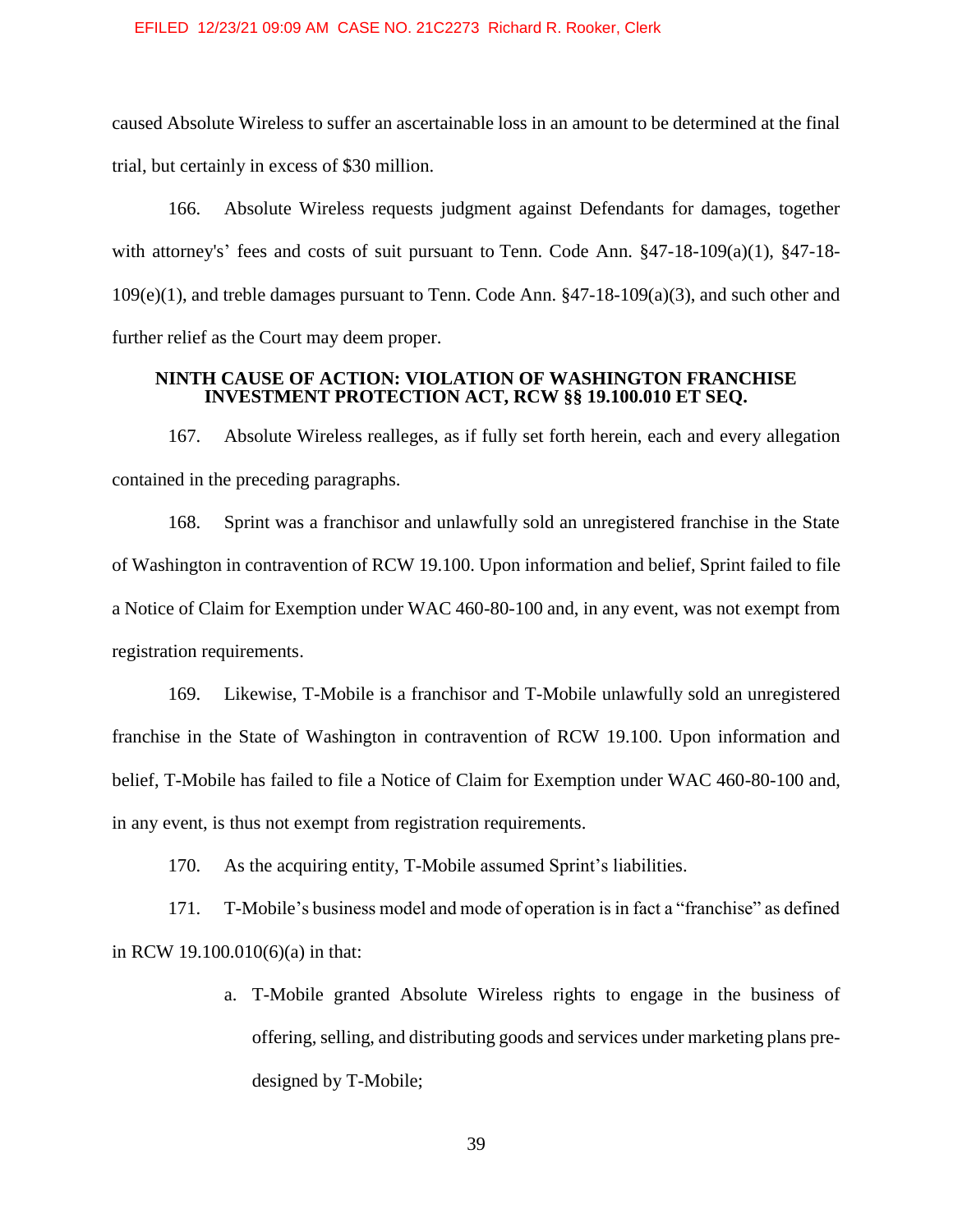caused Absolute Wireless to suffer an ascertainable loss in an amount to be determined at the final trial, but certainly in excess of $30 million.

166. Absolute Wireless requests judgment against Defendants for damages, together with attorney's' fees and costs of suit pursuant to Tenn. Code Ann. §47-18-109(a)(1), §47-18-109(e)(1), and treble damages pursuant to Tenn. Code Ann. §47-18-109(a)(3), and such other and further relief as the Court may deem proper.

**NINTH CAUSE OF ACTION: VIOLATION OF WASHINGTON FRANCHISE INVESTMENT PROTECTION ACT, RCW §§ 19.100.010 ET SEQ.**

167. Absolute Wireless realleges, as if fully set forth herein, each and every allegation contained in the preceding paragraphs.

168. Sprint was a franchisor and unlawfully sold an unregistered franchise in the State of Washington in contravention of RCW 19.100. Upon information and belief, Sprint failed to file a Notice of Claim for Exemption under WAC 460-80-100 and, in any event, was not exempt from registration requirements.

169. Likewise, T-Mobile is a franchisor and T-Mobile unlawfully sold an unregistered franchise in the State of Washington in contravention of RCW 19.100. Upon information and belief, T-Mobile has failed to file a Notice of Claim for Exemption under WAC 460-80-100 and, in any event, is thus not exempt from registration requirements.

170. As the acquiring entity, T-Mobile assumed Sprint's liabilities.

171. T-Mobile's business model and mode of operation is in fact a "franchise" as defined in RCW 19.100.010(6)(a) in that:

a. T-Mobile granted Absolute Wireless rights to engage in the business of offering, selling, and distributing goods and services under marketing plans pre-designed by T-Mobile;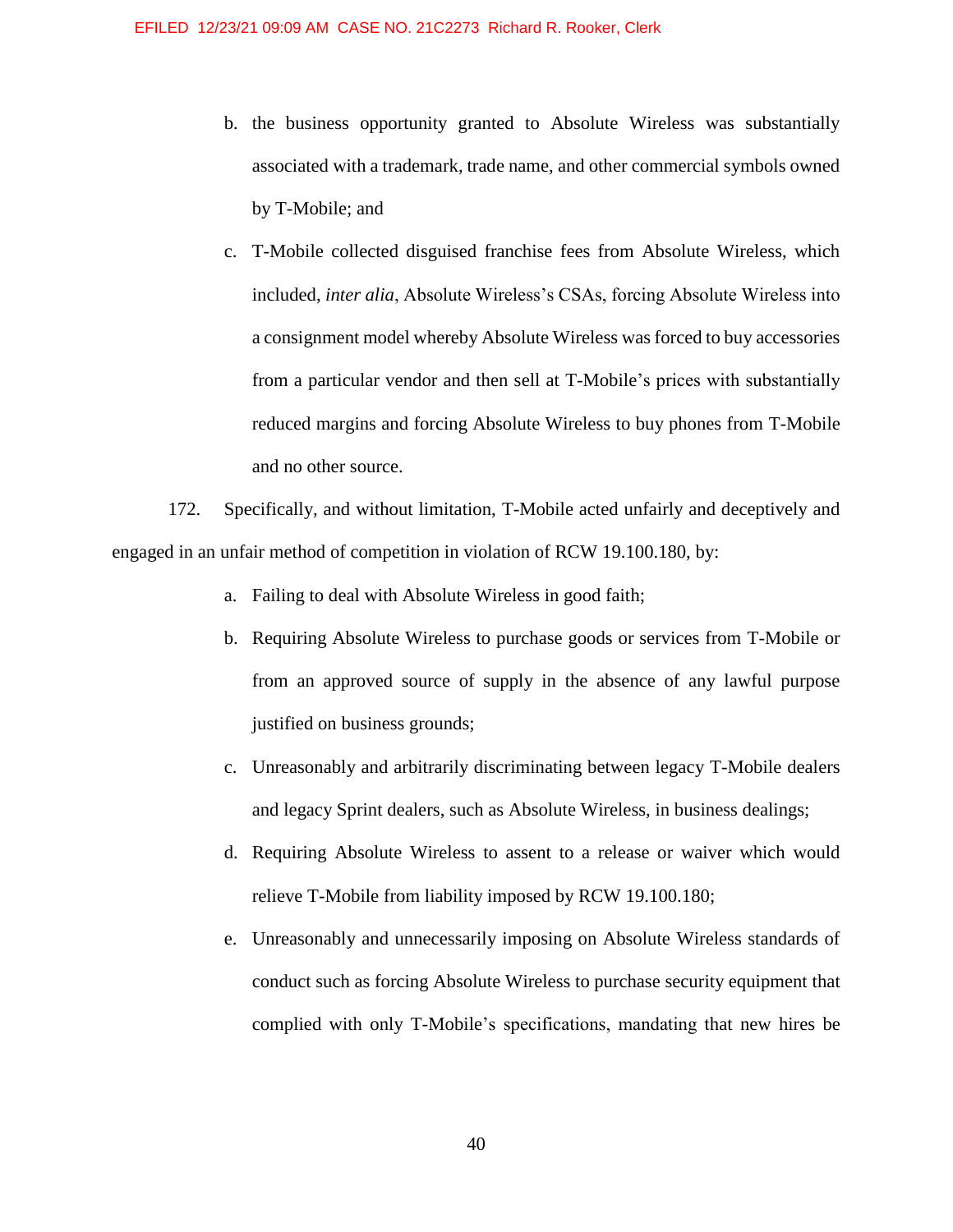b. the business opportunity granted to Absolute Wireless was substantially associated with a trademark, trade name, and other commercial symbols owned by T-Mobile; and

c. T-Mobile collected disguised franchise fees from Absolute Wireless, which included, *inter alia*, Absolute Wireless's CSAs, forcing Absolute Wireless into a consignment model whereby Absolute Wireless was forced to buy accessories from a particular vendor and then sell at T-Mobile's prices with substantially reduced margins and forcing Absolute Wireless to buy phones from T-Mobile and no other source.

172. Specifically, and without limitation, T-Mobile acted unfairly and deceptively and engaged in an unfair method of competition in violation of RCW 19.100.180, by:

a. Failing to deal with Absolute Wireless in good faith;

b. Requiring Absolute Wireless to purchase goods or services from T-Mobile or from an approved source of supply in the absence of any lawful purpose justified on business grounds;

c. Unreasonably and arbitrarily discriminating between legacy T-Mobile dealers and legacy Sprint dealers, such as Absolute Wireless, in business dealings;

d. Requiring Absolute Wireless to assent to a release or waiver which would relieve T-Mobile from liability imposed by RCW 19.100.180;

e. Unreasonably and unnecessarily imposing on Absolute Wireless standards of conduct such as forcing Absolute Wireless to purchase security equipment that complied with only T-Mobile's specifications, mandating that new hires be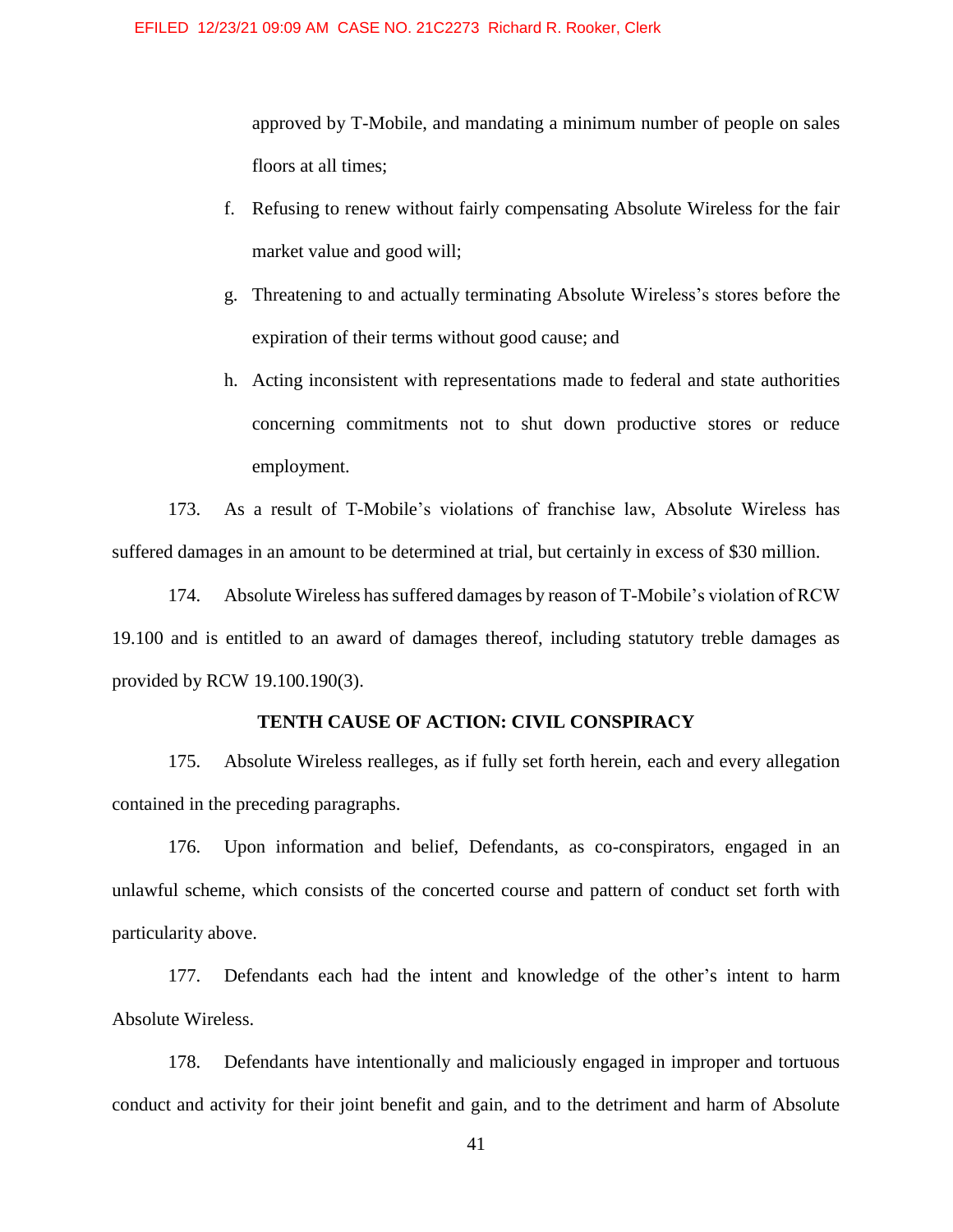approved by T-Mobile, and mandating a minimum number of people on sales floors at all times;

f. Refusing to renew without fairly compensating Absolute Wireless for the fair market value and good will;

g. Threatening to and actually terminating Absolute Wireless's stores before the expiration of their terms without good cause; and

h. Acting inconsistent with representations made to federal and state authorities concerning commitments not to shut down productive stores or reduce employment.

173. As a result of T-Mobile's violations of franchise law, Absolute Wireless has suffered damages in an amount to be determined at trial, but certainly in excess of $30 million.

174. Absolute Wireless has suffered damages by reason of T-Mobile's violation of RCW 19.100 and is entitled to an award of damages thereof, including statutory treble damages as provided by RCW 19.100.190(3).

**TENTH CAUSE OF ACTION: CIVIL CONSPIRACY**

175. Absolute Wireless realleges, as if fully set forth herein, each and every allegation contained in the preceding paragraphs.

176. Upon information and belief, Defendants, as co-conspirators, engaged in an unlawful scheme, which consists of the concerted course and pattern of conduct set forth with particularity above.

177. Defendants each had the intent and knowledge of the other's intent to harm Absolute Wireless.

178. Defendants have intentionally and maliciously engaged in improper and tortuous conduct and activity for their joint benefit and gain, and to the detriment and harm of Absolute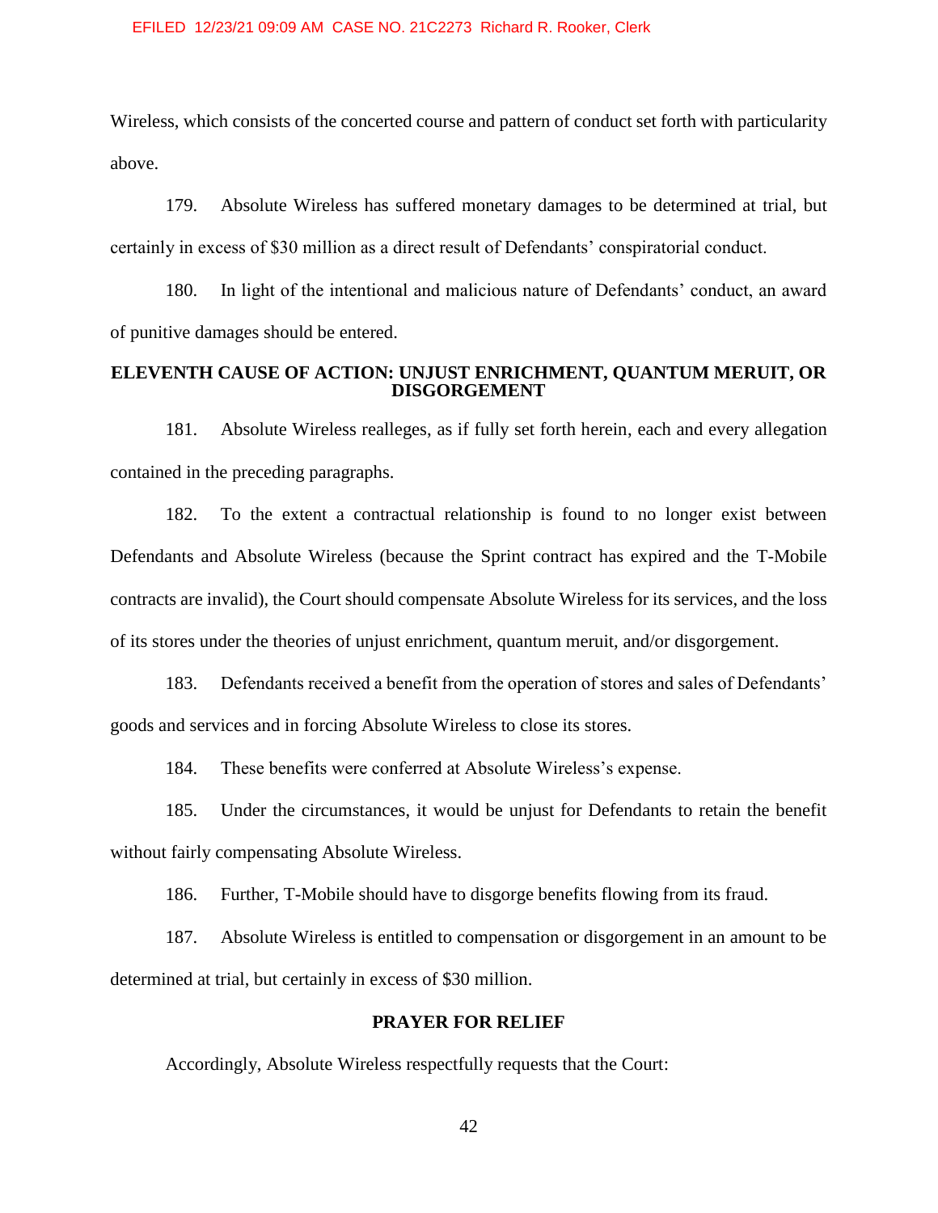Wireless, which consists of the concerted course and pattern of conduct set forth with particularity above.

179. Absolute Wireless has suffered monetary damages to be determined at trial, but certainly in excess of $30 million as a direct result of Defendants' conspiratorial conduct.

180. In light of the intentional and malicious nature of Defendants' conduct, an award of punitive damages should be entered.

## ELEVENTH CAUSE OF ACTION: UNJUST ENRICHMENT, QUANTUM MERUIT, OR DISGORGEMENT

181. Absolute Wireless realleges, as if fully set forth herein, each and every allegation contained in the preceding paragraphs.

182. To the extent a contractual relationship is found to no longer exist between Defendants and Absolute Wireless (because the Sprint contract has expired and the T-Mobile contracts are invalid), the Court should compensate Absolute Wireless for its services, and the loss of its stores under the theories of unjust enrichment, quantum meruit, and/or disgorgement.

183. Defendants received a benefit from the operation of stores and sales of Defendants' goods and services and in forcing Absolute Wireless to close its stores.

184. These benefits were conferred at Absolute Wireless's expense.

185. Under the circumstances, it would be unjust for Defendants to retain the benefit without fairly compensating Absolute Wireless.

186. Further, T-Mobile should have to disgorge benefits flowing from its fraud.

187. Absolute Wireless is entitled to compensation or disgorgement in an amount to be determined at trial, but certainly in excess of $30 million.

## PRAYER FOR RELIEF

Accordingly, Absolute Wireless respectfully requests that the Court: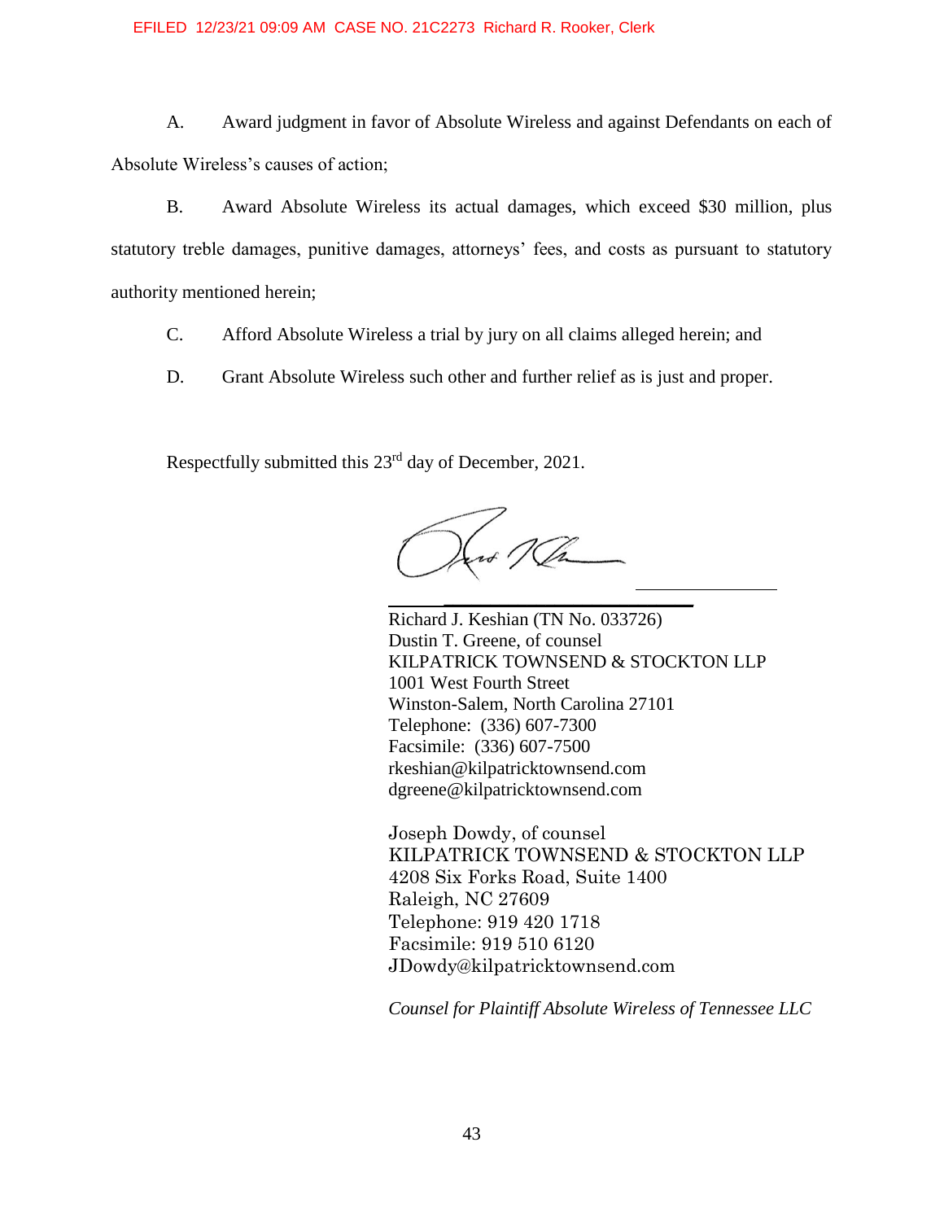EFILED 12/23/21 09:09 AM CASE NO. 21C2273 Richard R. Rooker, Clerk

A. Award judgment in favor of Absolute Wireless and against Defendants on each of Absolute Wireless's causes of action;

B. Award Absolute Wireless its actual damages, which exceed $30 million, plus statutory treble damages, punitive damages, attorneys' fees, and costs as pursuant to statutory authority mentioned herein;

C. Afford Absolute Wireless a trial by jury on all claims alleged herein; and

D. Grant Absolute Wireless such other and further relief as is just and proper.

Respectfully submitted this 23rd day of December, 2021.

Richard J. Keshian (TN No. 033726)
Dustin T. Greene, of counsel
KILPATRICK TOWNSEND & STOCKTON LLP
1001 West Fourth Street
Winston-Salem, North Carolina 27101
Telephone: (336) 607-7300
Facsimile: (336) 607-7500
rkeshian@kilpatricktownsend.com
dgreene@kilpatricktownsend.com

Joseph Dowdy, of counsel
KILPATRICK TOWNSEND & STOCKTON LLP
4208 Six Forks Road, Suite 1400
Raleigh, NC 27609
Telephone: 919 420 1718
Facsimile: 919 510 6120
JDowdy@kilpatricktownsend.com

*Counsel for Plaintiff Absolute Wireless of Tennessee LLC*